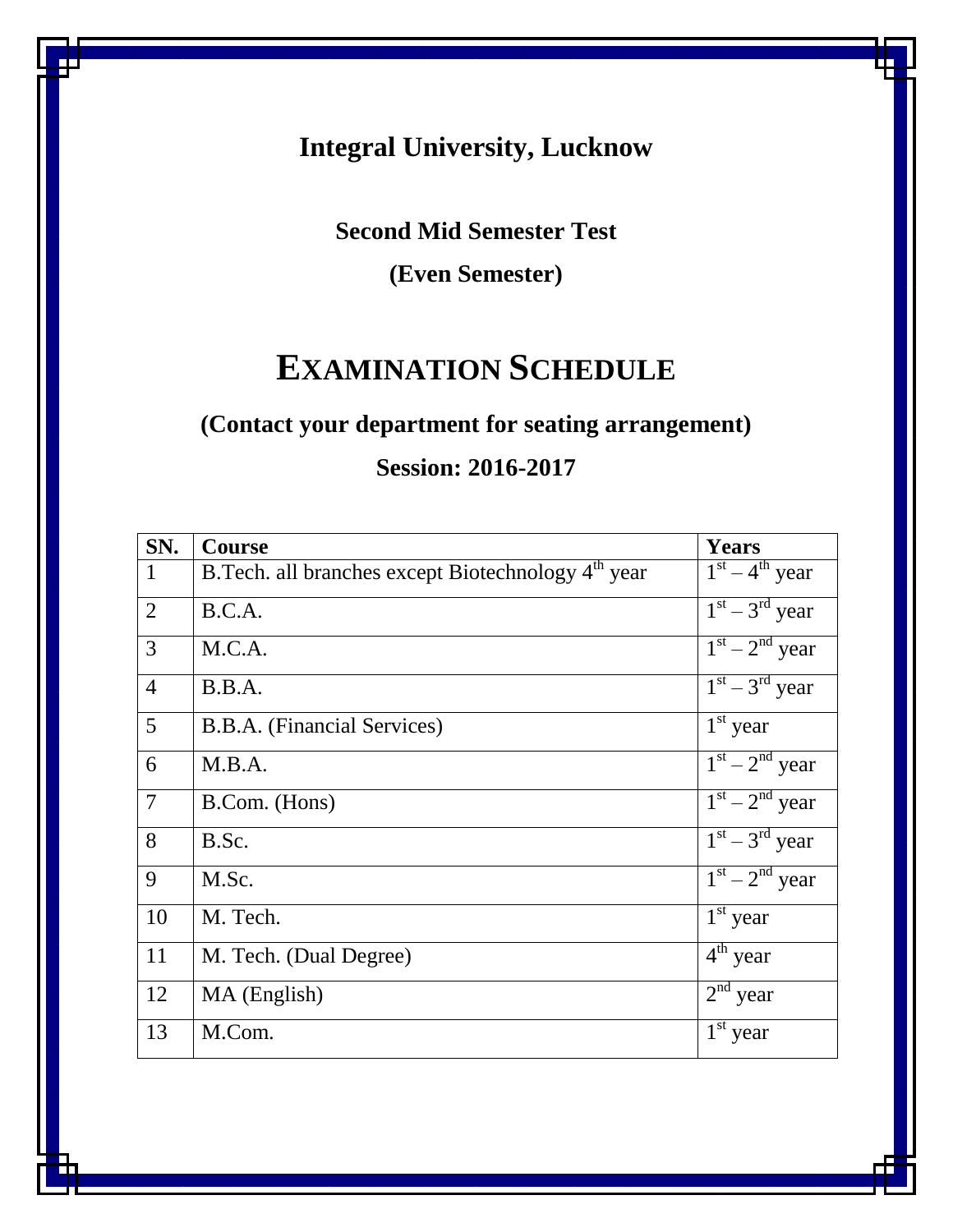# Integral University, Lucknow

## Second Mid Semester Test

## (Even Semester)

# EXAMINATION SCHEDULE

## (Contact your department for seating arrangement)

## Session: 2016-2017

| SN. | Course | Years |
|---|---|---|
| 1 | B.Tech. all branches except Biotechnology 4th year | 1st – 4th year |
| 2 | B.C.A. | 1st – 3rd year |
| 3 | M.C.A. | 1st – 2nd year |
| 4 | B.B.A. | 1st – 3rd year |
| 5 | B.B.A. (Financial Services) | 1st year |
| 6 | M.B.A. | 1st – 2nd year |
| 7 | B.Com. (Hons) | 1st – 2nd year |
| 8 | B.Sc. | 1st – 3rd year |
| 9 | M.Sc. | 1st – 2nd year |
| 10 | M. Tech. | 1st year |
| 11 | M. Tech. (Dual Degree) | 4th year |
| 12 | MA (English) | 2nd year |
| 13 | M.Com. | 1st year |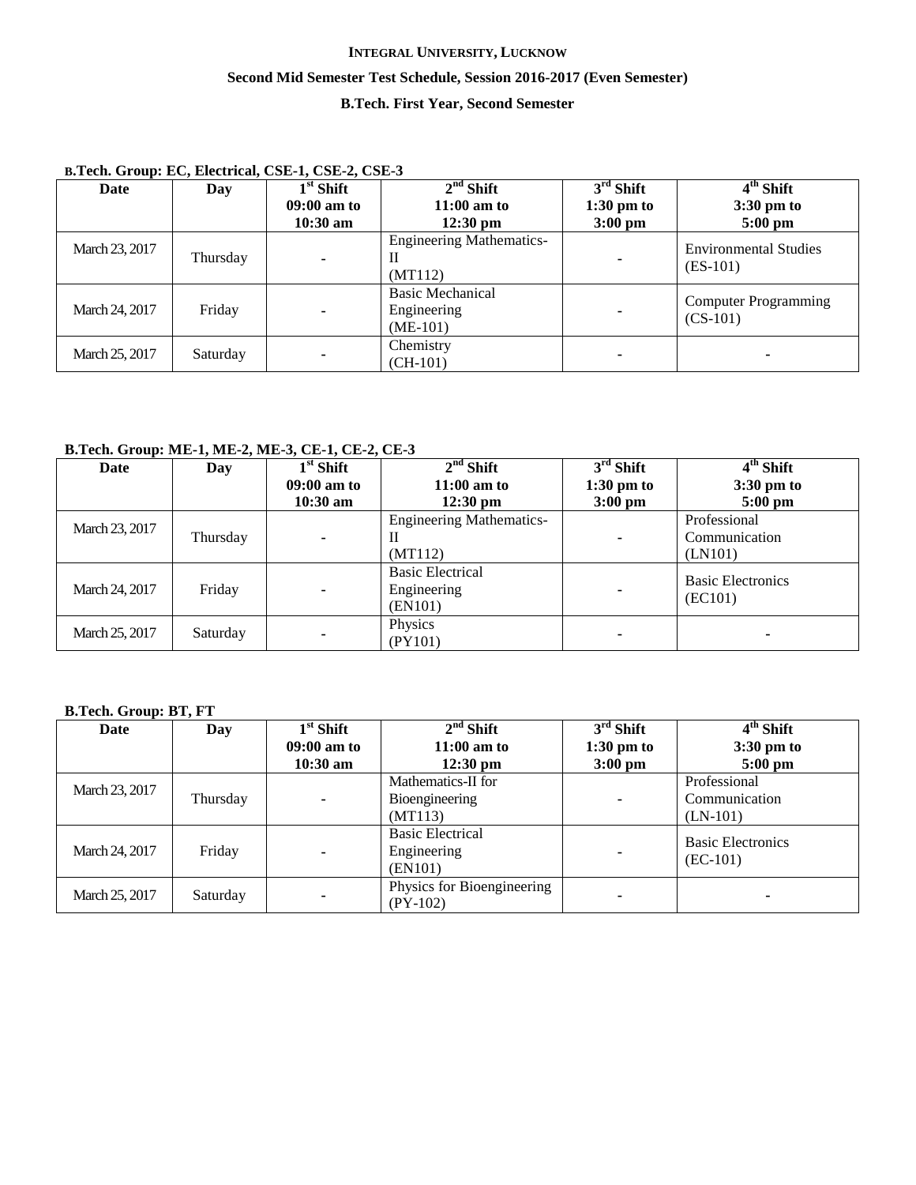**INTEGRAL UNIVERSITY, LUCKNOW**

**Second Mid Semester Test Schedule, Session 2016-2017 (Even Semester)**

**B.Tech. First Year, Second Semester**

**B.Tech. Group: EC, Electrical, CSE-1, CSE-2, CSE-3**

| Date | Day | 1st Shift 09:00 am to 10:30 am | 2nd Shift 11:00 am to 12:30 pm | 3rd Shift 1:30 pm to 3:00 pm | 4th Shift 3:30 pm to 5:00 pm |
|---|---|---|---|---|---|
| March 23, 2017 | Thursday | - | Engineering Mathematics-II (MT112) | - | Environmental Studies (ES-101) |
| March 24, 2017 | Friday | - | Basic Mechanical Engineering (ME-101) | - | Computer Programming (CS-101) |
| March 25, 2017 | Saturday | - | Chemistry (CH-101) | - | - |

**B.Tech. Group: ME-1, ME-2, ME-3, CE-1, CE-2, CE-3**

| Date | Day | 1st Shift 09:00 am to 10:30 am | 2nd Shift 11:00 am to 12:30 pm | 3rd Shift 1:30 pm to 3:00 pm | 4th Shift 3:30 pm to 5:00 pm |
|---|---|---|---|---|---|
| March 23, 2017 | Thursday | - | Engineering Mathematics-II (MT112) | - | Professional Communication (LN101) |
| March 24, 2017 | Friday | - | Basic Electrical Engineering (EN101) | - | Basic Electronics (EC101) |
| March 25, 2017 | Saturday | - | Physics (PY101) | - | - |

**B.Tech. Group: BT, FT**

| Date | Day | 1st Shift 09:00 am to 10:30 am | 2nd Shift 11:00 am to 12:30 pm | 3rd Shift 1:30 pm to 3:00 pm | 4th Shift 3:30 pm to 5:00 pm |
|---|---|---|---|---|---|
| March 23, 2017 | Thursday | - | Mathematics-II for Bioengineering (MT113) | - | Professional Communication (LN-101) |
| March 24, 2017 | Friday | - | Basic Electrical Engineering (EN101) | - | Basic Electronics (EC-101) |
| March 25, 2017 | Saturday | - | Physics for Bioengineering (PY-102) | - | - |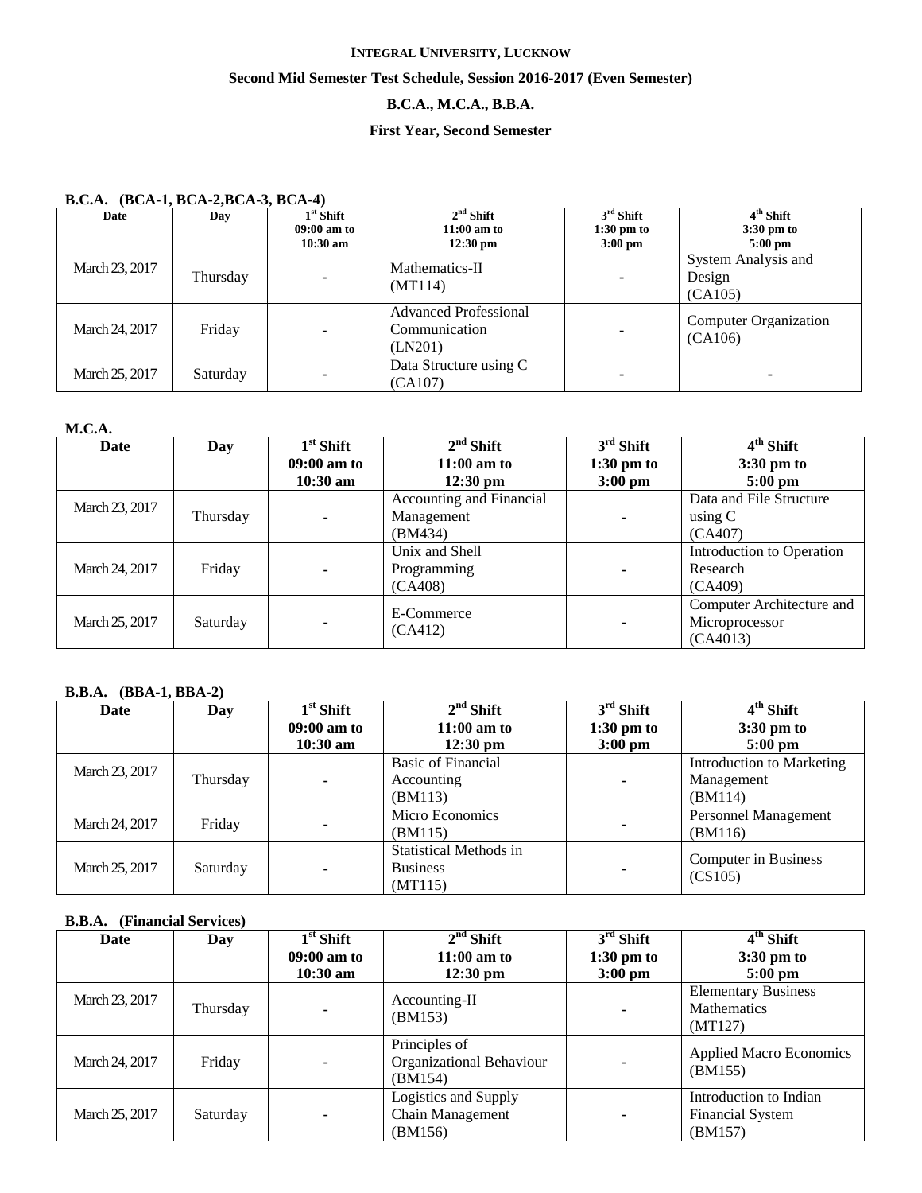**INTEGRAL UNIVERSITY, LUCKNOW**

**Second Mid Semester Test Schedule, Session 2016-2017 (Even Semester)**

**B.C.A., M.C.A., B.B.A.**

**First Year, Second Semester**

**B.C.A. (BCA-1, BCA-2,BCA-3, BCA-4)**

| Date | Day | 1st Shift 09:00 am to 10:30 am | 2nd Shift 11:00 am to 12:30 pm | 3rd Shift 1:30 pm to 3:00 pm | 4th Shift 3:30 pm to 5:00 pm |
|---|---|---|---|---|---|
| March 23, 2017 | Thursday | - | Mathematics-II (MT114) | - | System Analysis and Design (CA105) |
| March 24, 2017 | Friday | - | Advanced Professional Communication (LN201) | - | Computer Organization (CA106) |
| March 25, 2017 | Saturday | - | Data Structure using C (CA107) | - | - |

**M.C.A.**

| Date | Day | 1st Shift 09:00 am to 10:30 am | 2nd Shift 11:00 am to 12:30 pm | 3rd Shift 1:30 pm to 3:00 pm | 4th Shift 3:30 pm to 5:00 pm |
|---|---|---|---|---|---|
| March 23, 2017 | Thursday | - | Accounting and Financial Management (BM434) | - | Data and File Structure using C (CA407) |
| March 24, 2017 | Friday | - | Unix and Shell Programming (CA408) | - | Introduction to Operation Research (CA409) |
| March 25, 2017 | Saturday | - | E-Commerce (CA412) | - | Computer Architecture and Microprocessor (CA4013) |

**B.B.A. (BBA-1, BBA-2)**

| Date | Day | 1st Shift 09:00 am to 10:30 am | 2nd Shift 11:00 am to 12:30 pm | 3rd Shift 1:30 pm to 3:00 pm | 4th Shift 3:30 pm to 5:00 pm |
|---|---|---|---|---|---|
| March 23, 2017 | Thursday | - | Basic of Financial Accounting (BM113) | - | Introduction to Marketing Management (BM114) |
| March 24, 2017 | Friday | - | Micro Economics (BM115) | - | Personnel Management (BM116) |
| March 25, 2017 | Saturday | - | Statistical Methods in Business (MT115) | - | Computer in Business (CS105) |

**B.B.A. (Financial Services)**

| Date | Day | 1st Shift 09:00 am to 10:30 am | 2nd Shift 11:00 am to 12:30 pm | 3rd Shift 1:30 pm to 3:00 pm | 4th Shift 3:30 pm to 5:00 pm |
|---|---|---|---|---|---|
| March 23, 2017 | Thursday | - | Accounting-II (BM153) | - | Elementary Business Mathematics (MT127) |
| March 24, 2017 | Friday | - | Principles of Organizational Behaviour (BM154) | - | Applied Macro Economics (BM155) |
| March 25, 2017 | Saturday | - | Logistics and Supply Chain Management (BM156) | - | Introduction to Indian Financial System (BM157) |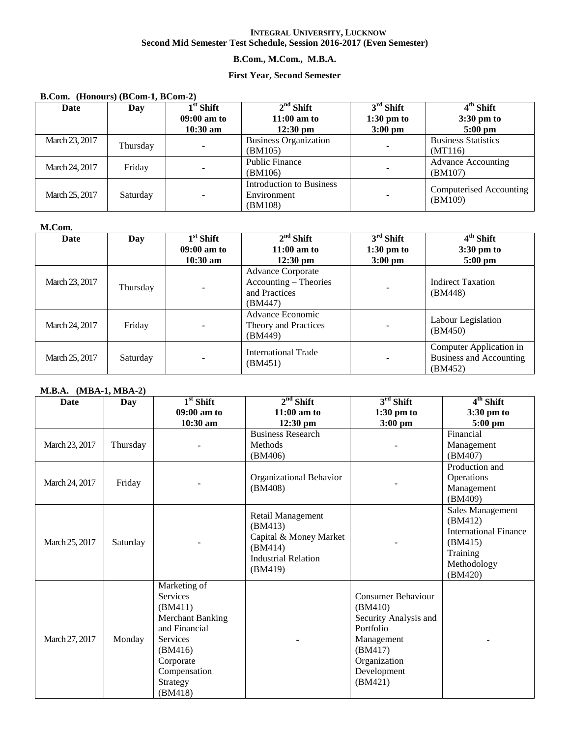**INTEGRAL UNIVERSITY, LUCKNOW**
**Second Mid Semester Test Schedule, Session 2016-2017 (Even Semester)**

**B.Com., M.Com., M.B.A.**

**First Year, Second Semester**

**B.Com. (Honours) (BCom-1, BCom-2)**

| Date | Day | 1st Shift 09:00 am to 10:30 am | 2nd Shift 11:00 am to 12:30 pm | 3rd Shift 1:30 pm to 3:00 pm | 4th Shift 3:30 pm to 5:00 pm |
|---|---|---|---|---|---|
| March 23, 2017 | Thursday | - | Business Organization (BM105) | - | Business Statistics (MT116) |
| March 24, 2017 | Friday | - | Public Finance (BM106) | - | Advance Accounting (BM107) |
| March 25, 2017 | Saturday | - | Introduction to Business Environment (BM108) | - | Computerised Accounting (BM109) |

**M.Com.**

| Date | Day | 1st Shift 09:00 am to 10:30 am | 2nd Shift 11:00 am to 12:30 pm | 3rd Shift 1:30 pm to 3:00 pm | 4th Shift 3:30 pm to 5:00 pm |
|---|---|---|---|---|---|
| March 23, 2017 | Thursday | - | Advance Corporate Accounting – Theories and Practices (BM447) | - | Indirect Taxation (BM448) |
| March 24, 2017 | Friday | - | Advance Economic Theory and Practices (BM449) | - | Labour Legislation (BM450) |
| March 25, 2017 | Saturday | - | International Trade (BM451) | - | Computer Application in Business and Accounting (BM452) |

**M.B.A. (MBA-1, MBA-2)**

| Date | Day | 1st Shift 09:00 am to 10:30 am | 2nd Shift 11:00 am to 12:30 pm | 3rd Shift 1:30 pm to 3:00 pm | 4th Shift 3:30 pm to 5:00 pm |
|---|---|---|---|---|---|
| March 23, 2017 | Thursday | - | Business Research Methods (BM406) | - | Financial Management (BM407) |
| March 24, 2017 | Friday | - | Organizational Behavior (BM408) | - | Production and Operations Management (BM409) |
| March 25, 2017 | Saturday | - | Retail Management (BM413) Capital & Money Market (BM414) Industrial Relation (BM419) | - | Sales Management (BM412) International Finance (BM415) Training Methodology (BM420) |
| March 27, 2017 | Monday | Marketing of Services (BM411) Merchant Banking and Financial Services (BM416) Corporate Compensation Strategy (BM418) | - | Consumer Behaviour (BM410) Security Analysis and Portfolio Management (BM417) Organization Development (BM421) | - |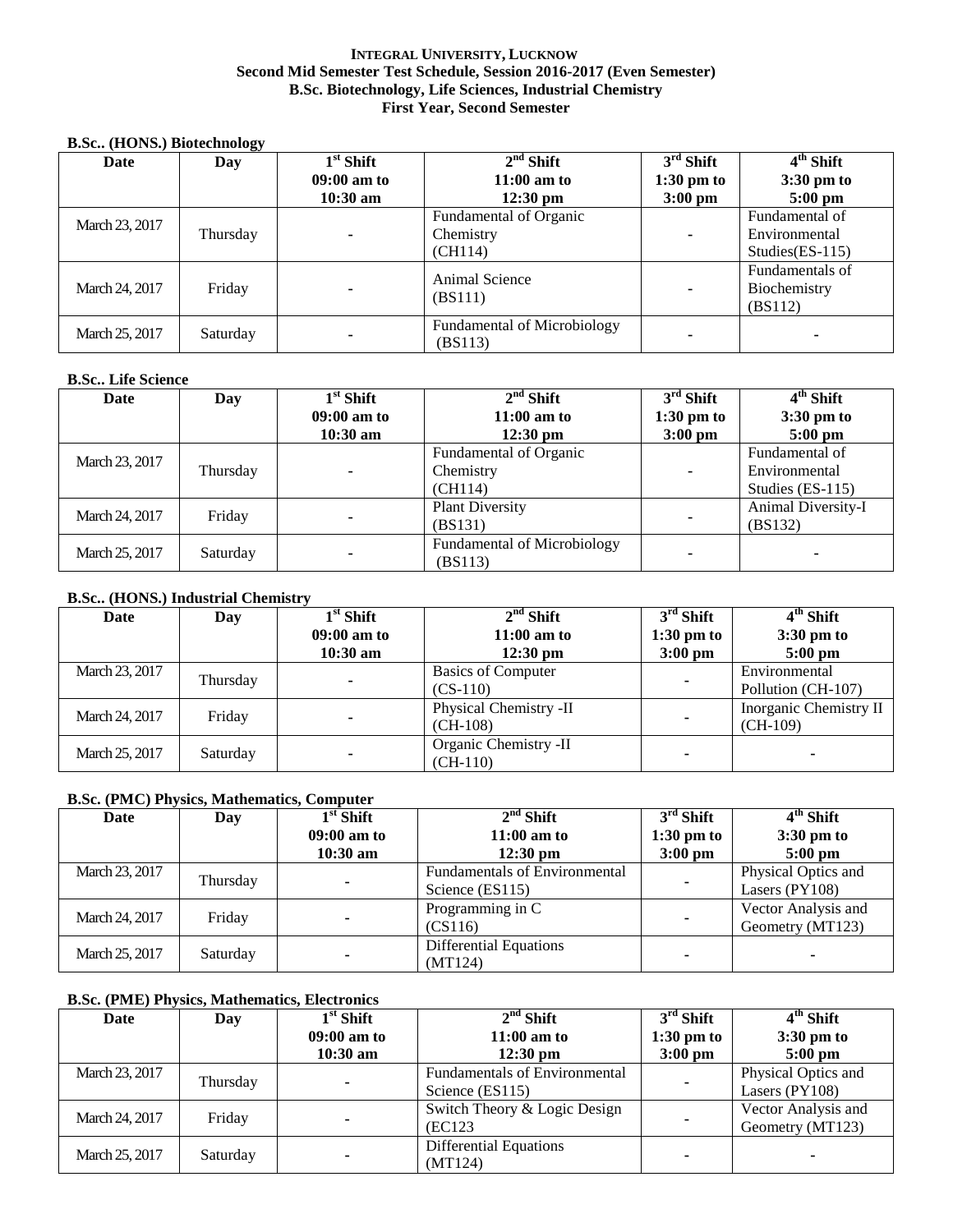**INTEGRAL UNIVERSITY, LUCKNOW**
**Second Mid Semester Test Schedule, Session 2016-2017 (Even Semester)**
**B.Sc. Biotechnology, Life Sciences, Industrial Chemistry**
**First Year, Second Semester**

**B.Sc.. (HONS.) Biotechnology**

| Date | Day | 1st Shift 09:00 am to 10:30 am | 2nd Shift 11:00 am to 12:30 pm | 3rd Shift 1:30 pm to 3:00 pm | 4th Shift 3:30 pm to 5:00 pm |
|---|---|---|---|---|---|
| March 23, 2017 | Thursday | - | Fundamental of Organic Chemistry (CH114) | - | Fundamental of Environmental Studies(ES-115) |
| March 24, 2017 | Friday | - | Animal Science (BS111) | - | Fundamentals of Biochemistry (BS112) |
| March 25, 2017 | Saturday | - | Fundamental of Microbiology (BS113) | - | - |

**B.Sc.. Life Science**

| Date | Day | 1st Shift 09:00 am to 10:30 am | 2nd Shift 11:00 am to 12:30 pm | 3rd Shift 1:30 pm to 3:00 pm | 4th Shift 3:30 pm to 5:00 pm |
|---|---|---|---|---|---|
| March 23, 2017 | Thursday | - | Fundamental of Organic Chemistry (CH114) | - | Fundamental of Environmental Studies (ES-115) |
| March 24, 2017 | Friday | - | Plant Diversity (BS131) | - | Animal Diversity-I (BS132) |
| March 25, 2017 | Saturday | - | Fundamental of Microbiology (BS113) | - | - |

**B.Sc.. (HONS.) Industrial Chemistry**

| Date | Day | 1st Shift 09:00 am to 10:30 am | 2nd Shift 11:00 am to 12:30 pm | 3rd Shift 1:30 pm to 3:00 pm | 4th Shift 3:30 pm to 5:00 pm |
|---|---|---|---|---|---|
| March 23, 2017 | Thursday | - | Basics of Computer (CS-110) | - | Environmental Pollution (CH-107) |
| March 24, 2017 | Friday | - | Physical Chemistry -II (CH-108) | - | Inorganic Chemistry II (CH-109) |
| March 25, 2017 | Saturday | - | Organic Chemistry -II (CH-110) | - | - |

**B.Sc. (PMC) Physics, Mathematics, Computer**

| Date | Day | 1st Shift 09:00 am to 10:30 am | 2nd Shift 11:00 am to 12:30 pm | 3rd Shift 1:30 pm to 3:00 pm | 4th Shift 3:30 pm to 5:00 pm |
|---|---|---|---|---|---|
| March 23, 2017 | Thursday | - | Fundamentals of Environmental Science (ES115) | - | Physical Optics and Lasers (PY108) |
| March 24, 2017 | Friday | - | Programming in C (CS116) | - | Vector Analysis and Geometry (MT123) |
| March 25, 2017 | Saturday | - | Differential Equations (MT124) | - | - |

**B.Sc. (PME) Physics, Mathematics, Electronics**

| Date | Day | 1st Shift 09:00 am to 10:30 am | 2nd Shift 11:00 am to 12:30 pm | 3rd Shift 1:30 pm to 3:00 pm | 4th Shift 3:30 pm to 5:00 pm |
|---|---|---|---|---|---|
| March 23, 2017 | Thursday | - | Fundamentals of Environmental Science (ES115) | - | Physical Optics and Lasers (PY108) |
| March 24, 2017 | Friday | - | Switch Theory & Logic Design (EC123 | - | Vector Analysis and Geometry (MT123) |
| March 25, 2017 | Saturday | - | Differential Equations (MT124) | - | - |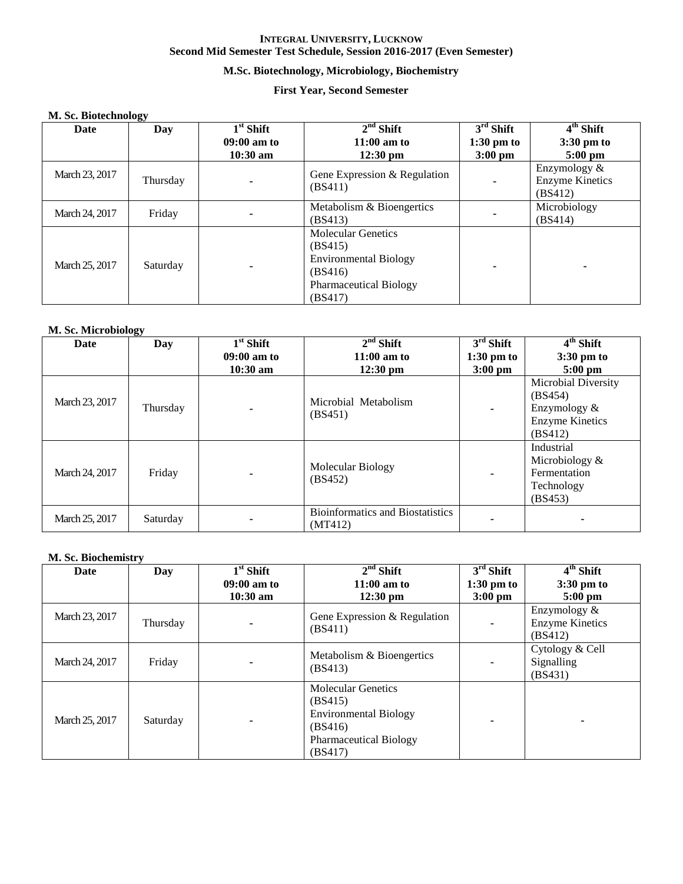**INTEGRAL UNIVERSITY, LUCKNOW**
**Second Mid Semester Test Schedule, Session 2016-2017 (Even Semester)**

**M.Sc. Biotechnology, Microbiology, Biochemistry**

**First Year, Second Semester**

**M. Sc. Biotechnology**

| Date | Day | 1st Shift 09:00 am to 10:30 am | 2nd Shift 11:00 am to 12:30 pm | 3rd Shift 1:30 pm to 3:00 pm | 4th Shift 3:30 pm to 5:00 pm |
|---|---|---|---|---|---|
| March 23, 2017 | Thursday | - | Gene Expression & Regulation (BS411) | - | Enzymology & Enzyme Kinetics (BS412) |
| March 24, 2017 | Friday | - | Metabolism & Bioengertics (BS413) | - | Microbiology (BS414) |
| March 25, 2017 | Saturday | - | Molecular Genetics (BS415) Environmental Biology (BS416) Pharmaceutical Biology (BS417) | - | - |

**M. Sc. Microbiology**

| Date | Day | 1st Shift 09:00 am to 10:30 am | 2nd Shift 11:00 am to 12:30 pm | 3rd Shift 1:30 pm to 3:00 pm | 4th Shift 3:30 pm to 5:00 pm |
|---|---|---|---|---|---|
| March 23, 2017 | Thursday | - | Microbial Metabolism (BS451) | - | Microbial Diversity (BS454) Enzymology & Enzyme Kinetics (BS412) |
| March 24, 2017 | Friday | - | Molecular Biology (BS452) | - | Industrial Microbiology & Fermentation Technology (BS453) |
| March 25, 2017 | Saturday | - | Bioinformatics and Biostatistics (MT412) | - | - |

**M. Sc. Biochemistry**

| Date | Day | 1st Shift 09:00 am to 10:30 am | 2nd Shift 11:00 am to 12:30 pm | 3rd Shift 1:30 pm to 3:00 pm | 4th Shift 3:30 pm to 5:00 pm |
|---|---|---|---|---|---|
| March 23, 2017 | Thursday | - | Gene Expression & Regulation (BS411) | - | Enzymology & Enzyme Kinetics (BS412) |
| March 24, 2017 | Friday | - | Metabolism & Bioengertics (BS413) | - | Cytology & Cell Signalling (BS431) |
| March 25, 2017 | Saturday | - | Molecular Genetics (BS415) Environmental Biology (BS416) Pharmaceutical Biology (BS417) | - | - |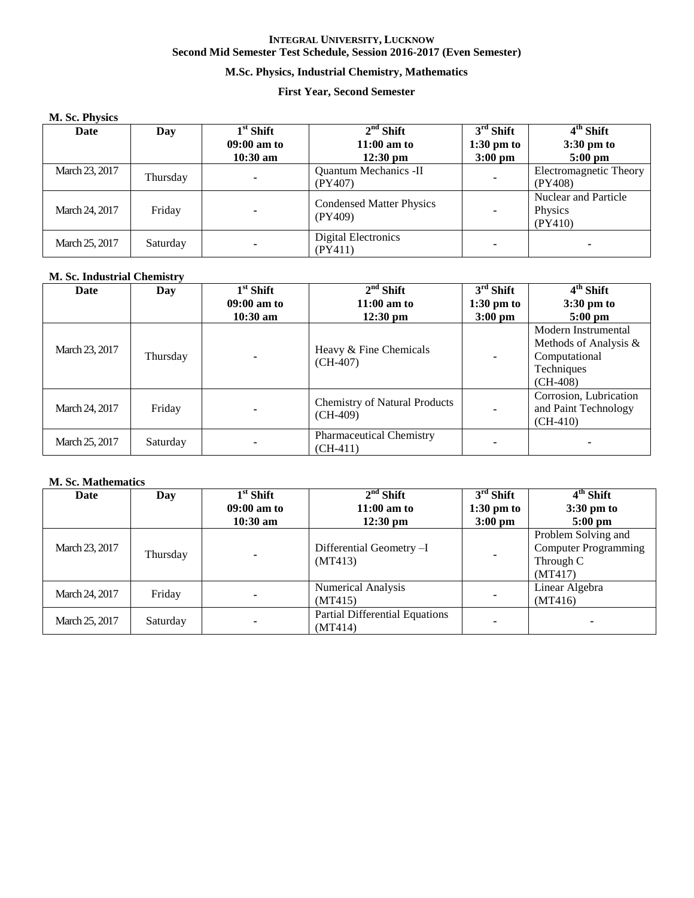**INTEGRAL UNIVERSITY, LUCKNOW**
**Second Mid Semester Test Schedule, Session 2016-2017 (Even Semester)**

**M.Sc. Physics, Industrial Chemistry, Mathematics**

**First Year, Second Semester**

**M. Sc. Physics**

| Date | Day | 1st Shift 09:00 am to 10:30 am | 2nd Shift 11:00 am to 12:30 pm | 3rd Shift 1:30 pm to 3:00 pm | 4th Shift 3:30 pm to 5:00 pm |
|---|---|---|---|---|---|
| March 23, 2017 | Thursday | - | Quantum Mechanics -II (PY407) | - | Electromagnetic Theory (PY408) |
| March 24, 2017 | Friday | - | Condensed Matter Physics (PY409) | - | Nuclear and Particle Physics (PY410) |
| March 25, 2017 | Saturday | - | Digital Electronics (PY411) | - | - |

**M. Sc. Industrial Chemistry**

| Date | Day | 1st Shift 09:00 am to 10:30 am | 2nd Shift 11:00 am to 12:30 pm | 3rd Shift 1:30 pm to 3:00 pm | 4th Shift 3:30 pm to 5:00 pm |
|---|---|---|---|---|---|
| March 23, 2017 | Thursday | - | Heavy & Fine Chemicals (CH-407) | - | Modern Instrumental Methods of Analysis & Computational Techniques (CH-408) |
| March 24, 2017 | Friday | - | Chemistry of Natural Products (CH-409) | - | Corrosion, Lubrication and Paint Technology (CH-410) |
| March 25, 2017 | Saturday | - | Pharmaceutical Chemistry (CH-411) | - | - |

**M. Sc. Mathematics**

| Date | Day | 1st Shift 09:00 am to 10:30 am | 2nd Shift 11:00 am to 12:30 pm | 3rd Shift 1:30 pm to 3:00 pm | 4th Shift 3:30 pm to 5:00 pm |
|---|---|---|---|---|---|
| March 23, 2017 | Thursday | - | Differential Geometry –I (MT413) | - | Problem Solving and Computer Programming Through C (MT417) |
| March 24, 2017 | Friday | - | Numerical Analysis (MT415) | - | Linear Algebra (MT416) |
| March 25, 2017 | Saturday | - | Partial Differential Equations (MT414) | - | - |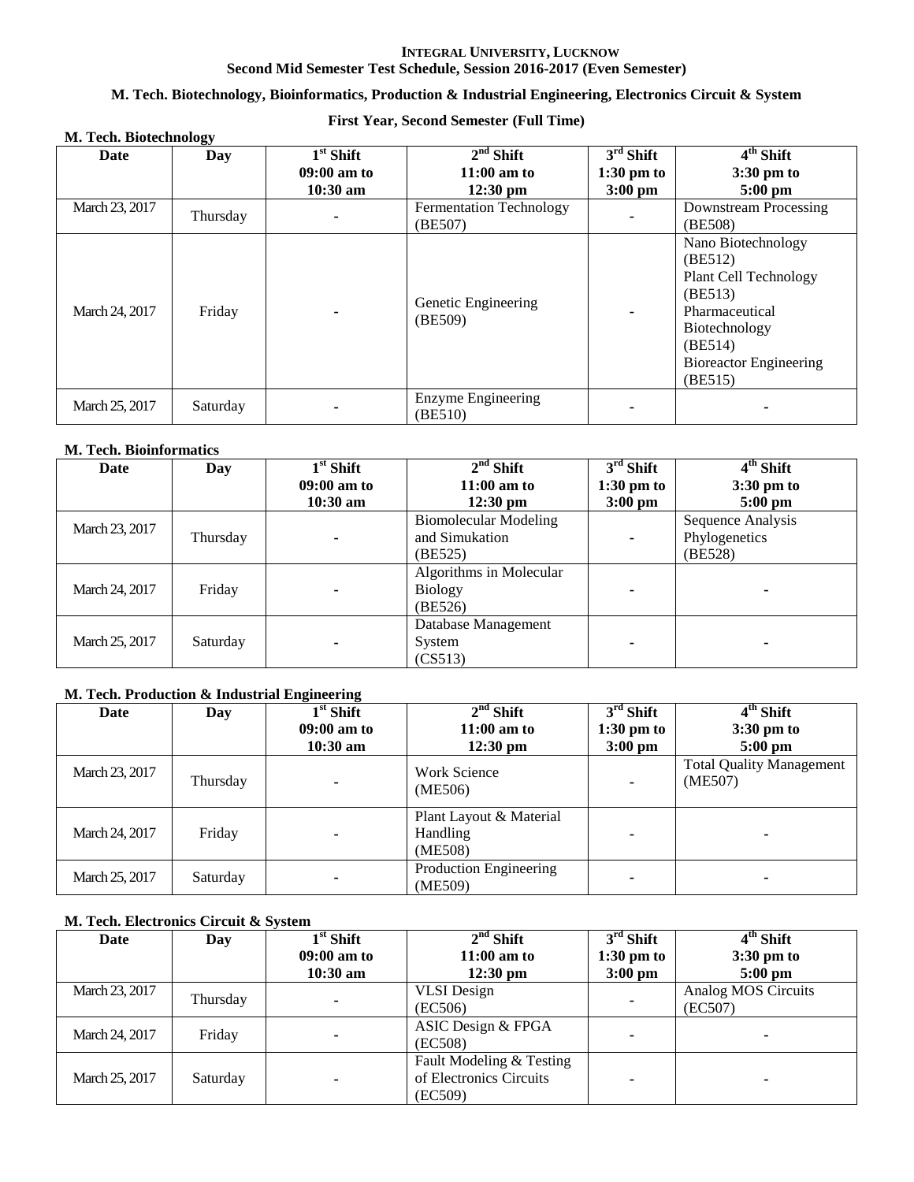**INTEGRAL UNIVERSITY, LUCKNOW**
**Second Mid Semester Test Schedule, Session 2016-2017 (Even Semester)**

**M. Tech. Biotechnology, Bioinformatics, Production & Industrial Engineering, Electronics Circuit & System**

**First Year, Second Semester (Full Time)**

**M. Tech. Biotechnology**

| Date | Day | 1st Shift 09:00 am to 10:30 am | 2nd Shift 11:00 am to 12:30 pm | 3rd Shift 1:30 pm to 3:00 pm | 4th Shift 3:30 pm to 5:00 pm |
|---|---|---|---|---|---|
| March 23, 2017 | Thursday | - | Fermentation Technology (BE507) | - | Downstream Processing (BE508) |
| March 24, 2017 | Friday | - | Genetic Engineering (BE509) | - | Nano Biotechnology (BE512) Plant Cell Technology (BE513) Pharmaceutical Biotechnology (BE514) Bioreactor Engineering (BE515) |
| March 25, 2017 | Saturday | - | Enzyme Engineering (BE510) | - | - |

**M. Tech. Bioinformatics**

| Date | Day | 1st Shift 09:00 am to 10:30 am | 2nd Shift 11:00 am to 12:30 pm | 3rd Shift 1:30 pm to 3:00 pm | 4th Shift 3:30 pm to 5:00 pm |
|---|---|---|---|---|---|
| March 23, 2017 | Thursday | - | Biomolecular Modeling and Simukation (BE525) | - | Sequence Analysis Phylogenetics (BE528) |
| March 24, 2017 | Friday | - | Algorithms in Molecular Biology (BE526) | - | - |
| March 25, 2017 | Saturday | - | Database Management System (CS513) | - | - |

**M. Tech. Production & Industrial Engineering**

| Date | Day | 1st Shift 09:00 am to 10:30 am | 2nd Shift 11:00 am to 12:30 pm | 3rd Shift 1:30 pm to 3:00 pm | 4th Shift 3:30 pm to 5:00 pm |
|---|---|---|---|---|---|
| March 23, 2017 | Thursday | - | Work Science (ME506) | - | Total Quality Management (ME507) |
| March 24, 2017 | Friday | - | Plant Layout & Material Handling (ME508) | - | - |
| March 25, 2017 | Saturday | - | Production Engineering (ME509) | - | - |

**M. Tech. Electronics Circuit & System**

| Date | Day | 1st Shift 09:00 am to 10:30 am | 2nd Shift 11:00 am to 12:30 pm | 3rd Shift 1:30 pm to 3:00 pm | 4th Shift 3:30 pm to 5:00 pm |
|---|---|---|---|---|---|
| March 23, 2017 | Thursday | - | VLSI Design (EC506) | - | Analog MOS Circuits (EC507) |
| March 24, 2017 | Friday | - | ASIC Design & FPGA (EC508) | - | - |
| March 25, 2017 | Saturday | - | Fault Modeling & Testing of Electronics Circuits (EC509) | - | - |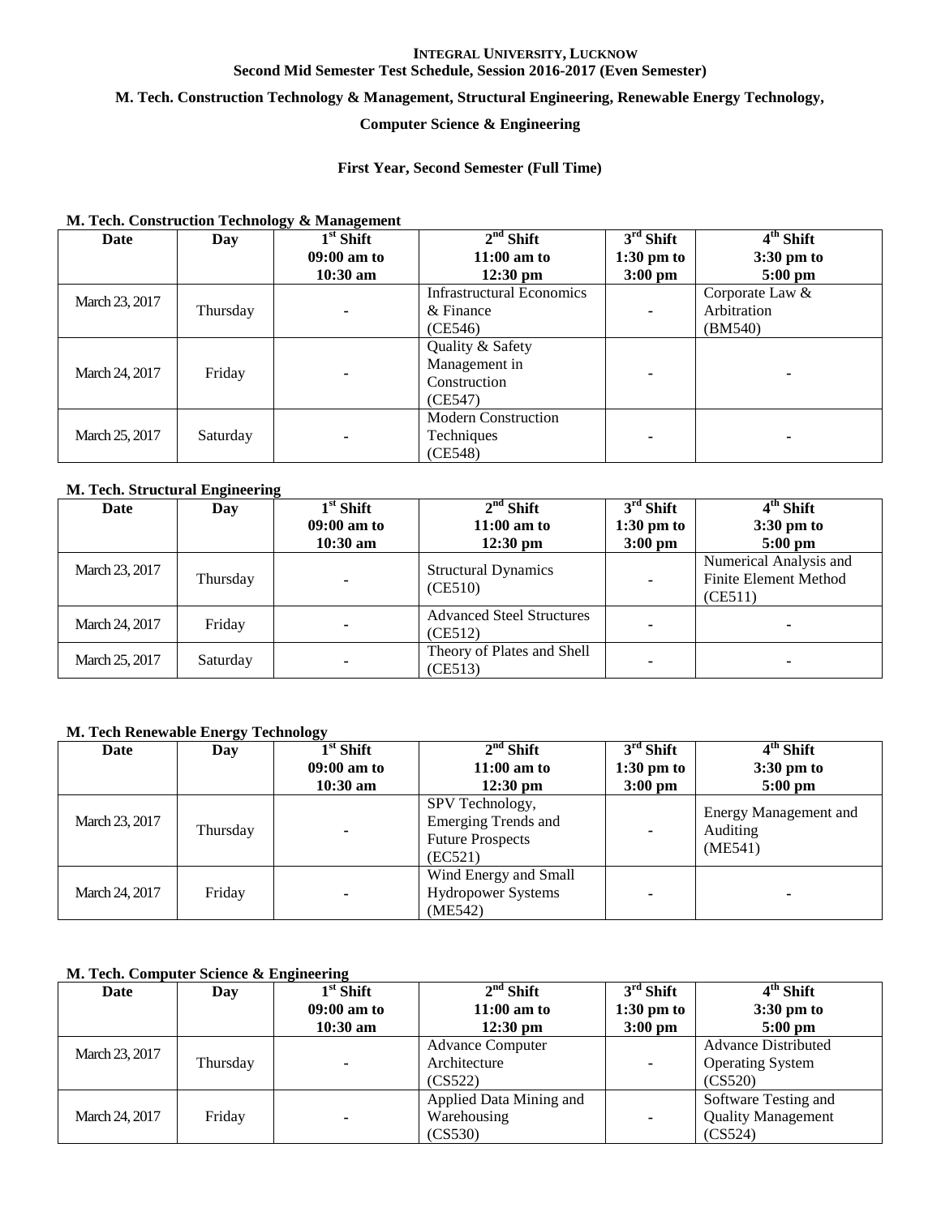**INTEGRAL UNIVERSITY, LUCKNOW**
**Second Mid Semester Test Schedule, Session 2016-2017 (Even Semester)**

**M. Tech. Construction Technology & Management, Structural Engineering, Renewable Energy Technology, Computer Science & Engineering**

**First Year, Second Semester (Full Time)**

**M. Tech. Construction Technology & Management**

| Date | Day | 1st Shift 09:00 am to 10:30 am | 2nd Shift 11:00 am to 12:30 pm | 3rd Shift 1:30 pm to 3:00 pm | 4th Shift 3:30 pm to 5:00 pm |
|---|---|---|---|---|---|
| March 23, 2017 | Thursday | - | Infrastructural Economics & Finance (CE546) | - | Corporate Law & Arbitration (BM540) |
| March 24, 2017 | Friday | - | Quality & Safety Management in Construction (CE547) | - | - |
| March 25, 2017 | Saturday | - | Modern Construction Techniques (CE548) | - | - |

**M. Tech. Structural Engineering**

| Date | Day | 1st Shift 09:00 am to 10:30 am | 2nd Shift 11:00 am to 12:30 pm | 3rd Shift 1:30 pm to 3:00 pm | 4th Shift 3:30 pm to 5:00 pm |
|---|---|---|---|---|---|
| March 23, 2017 | Thursday | - | Structural Dynamics (CE510) | - | Numerical Analysis and Finite Element Method (CE511) |
| March 24, 2017 | Friday | - | Advanced Steel Structures (CE512) | - | - |
| March 25, 2017 | Saturday | - | Theory of Plates and Shell (CE513) | - | - |

**M. Tech Renewable Energy Technology**

| Date | Day | 1st Shift 09:00 am to 10:30 am | 2nd Shift 11:00 am to 12:30 pm | 3rd Shift 1:30 pm to 3:00 pm | 4th Shift 3:30 pm to 5:00 pm |
|---|---|---|---|---|---|
| March 23, 2017 | Thursday | - | SPV Technology, Emerging Trends and Future Prospects (EC521) | - | Energy Management and Auditing (ME541) |
| March 24, 2017 | Friday | - | Wind Energy and Small Hydropower Systems (ME542) | - | - |

**M. Tech. Computer Science & Engineering**

| Date | Day | 1st Shift 09:00 am to 10:30 am | 2nd Shift 11:00 am to 12:30 pm | 3rd Shift 1:30 pm to 3:00 pm | 4th Shift 3:30 pm to 5:00 pm |
|---|---|---|---|---|---|
| March 23, 2017 | Thursday | - | Advance Computer Architecture (CS522) | - | Advance Distributed Operating System (CS520) |
| March 24, 2017 | Friday | - | Applied Data Mining and Warehousing (CS530) | - | Software Testing and Quality Management (CS524) |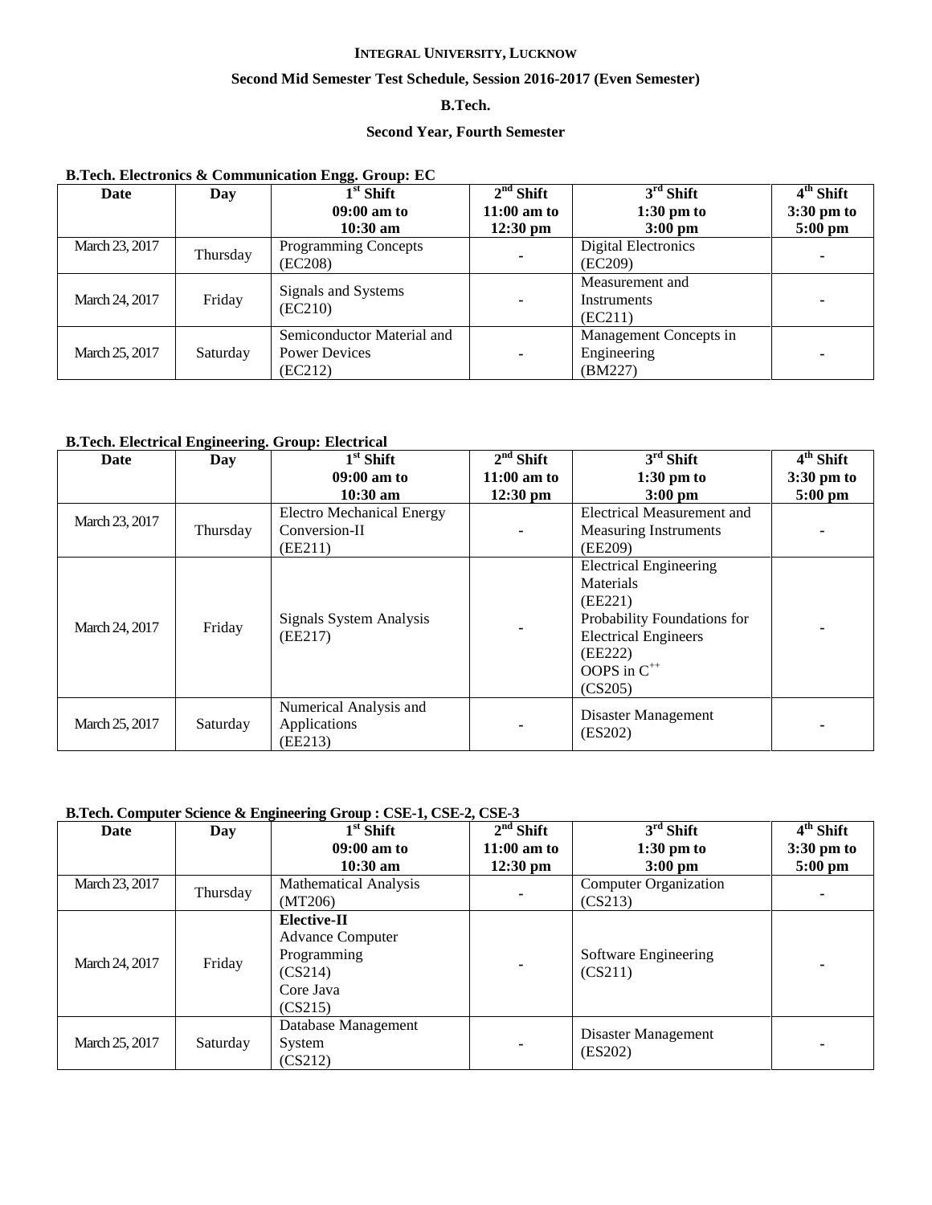**INTEGRAL UNIVERSITY, LUCKNOW**

**Second Mid Semester Test Schedule, Session 2016-2017 (Even Semester)**

**B.Tech.**

**Second Year, Fourth Semester**

**B.Tech. Electronics & Communication Engg. Group: EC**

| Date | Day | 1st Shift 09:00 am to 10:30 am | 2nd Shift 11:00 am to 12:30 pm | 3rd Shift 1:30 pm to 3:00 pm | 4th Shift 3:30 pm to 5:00 pm |
|---|---|---|---|---|---|
| March 23, 2017 | Thursday | Programming Concepts (EC208) | - | Digital Electronics (EC209) | - |
| March 24, 2017 | Friday | Signals and Systems (EC210) | - | Measurement and Instruments (EC211) | - |
| March 25, 2017 | Saturday | Semiconductor Material and Power Devices (EC212) | - | Management Concepts in Engineering (BM227) | - |

**B.Tech. Electrical Engineering. Group: Electrical**

| Date | Day | 1st Shift 09:00 am to 10:30 am | 2nd Shift 11:00 am to 12:30 pm | 3rd Shift 1:30 pm to 3:00 pm | 4th Shift 3:30 pm to 5:00 pm |
|---|---|---|---|---|---|
| March 23, 2017 | Thursday | Electro Mechanical Energy Conversion-II (EE211) | - | Electrical Measurement and Measuring Instruments (EE209) | - |
| March 24, 2017 | Friday | Signals System Analysis (EE217) | - | Electrical Engineering Materials (EE221) Probability Foundations for Electrical Engineers (EE222) OOPS in $C^{++}$ (CS205) | - |
| March 25, 2017 | Saturday | Numerical Analysis and Applications (EE213) | - | Disaster Management (ES202) | - |

**B.Tech. Computer Science & Engineering Group : CSE-1, CSE-2, CSE-3**

| Date | Day | 1st Shift 09:00 am to 10:30 am | 2nd Shift 11:00 am to 12:30 pm | 3rd Shift 1:30 pm to 3:00 pm | 4th Shift 3:30 pm to 5:00 pm |
|---|---|---|---|---|---|
| March 23, 2017 | Thursday | Mathematical Analysis (MT206) | - | Computer Organization (CS213) | - |
| March 24, 2017 | Friday | **Elective-II** Advance Computer Programming (CS214) Core Java (CS215) | - | Software Engineering (CS211) | - |
| March 25, 2017 | Saturday | Database Management System (CS212) | - | Disaster Management (ES202) | - |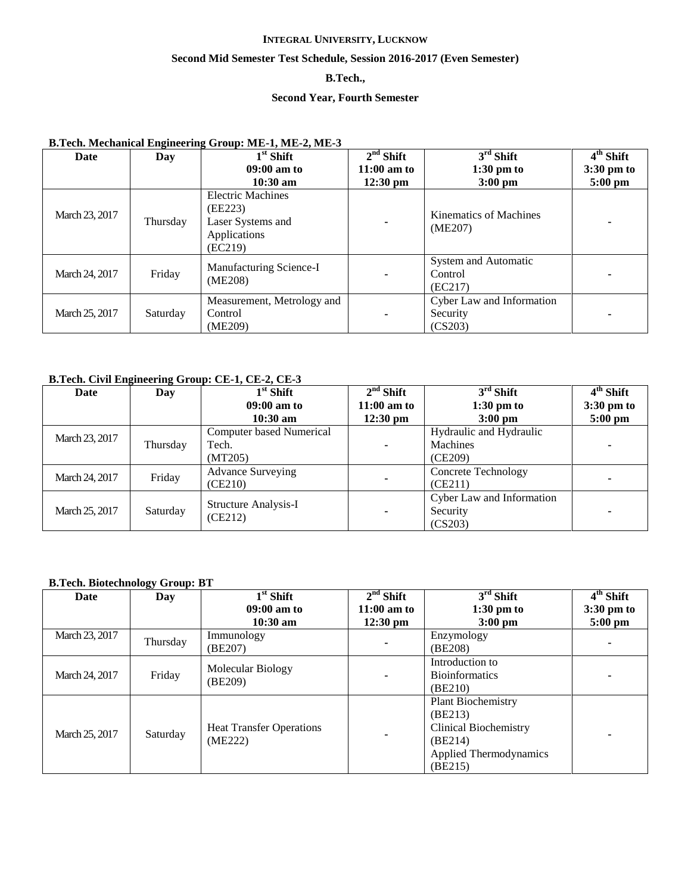**INTEGRAL UNIVERSITY, LUCKNOW**

**Second Mid Semester Test Schedule, Session 2016-2017 (Even Semester)**

**B.Tech.,**

**Second Year, Fourth Semester**

**B.Tech. Mechanical Engineering Group: ME-1, ME-2, ME-3**

| Date | Day | 1st Shift 09:00 am to 10:30 am | 2nd Shift 11:00 am to 12:30 pm | 3rd Shift 1:30 pm to 3:00 pm | 4th Shift 3:30 pm to 5:00 pm |
|---|---|---|---|---|---|
| March 23, 2017 | Thursday | Electric Machines (EE223) Laser Systems and Applications (EC219) | - | Kinematics of Machines (ME207) | - |
| March 24, 2017 | Friday | Manufacturing Science-I (ME208) | - | System and Automatic Control (EC217) | - |
| March 25, 2017 | Saturday | Measurement, Metrology and Control (ME209) | - | Cyber Law and Information Security (CS203) | - |

**B.Tech. Civil Engineering Group: CE-1, CE-2, CE-3**

| Date | Day | 1st Shift 09:00 am to 10:30 am | 2nd Shift 11:00 am to 12:30 pm | 3rd Shift 1:30 pm to 3:00 pm | 4th Shift 3:30 pm to 5:00 pm |
|---|---|---|---|---|---|
| March 23, 2017 | Thursday | Computer based Numerical Tech. (MT205) | - | Hydraulic and Hydraulic Machines (CE209) | - |
| March 24, 2017 | Friday | Advance Surveying (CE210) | - | Concrete Technology (CE211) | - |
| March 25, 2017 | Saturday | Structure Analysis-I (CE212) | - | Cyber Law and Information Security (CS203) | - |

**B.Tech. Biotechnology Group: BT**

| Date | Day | 1st Shift 09:00 am to 10:30 am | 2nd Shift 11:00 am to 12:30 pm | 3rd Shift 1:30 pm to 3:00 pm | 4th Shift 3:30 pm to 5:00 pm |
|---|---|---|---|---|---|
| March 23, 2017 | Thursday | Immunology (BE207) | - | Enzymology (BE208) | - |
| March 24, 2017 | Friday | Molecular Biology (BE209) | - | Introduction to Bioinformatics (BE210) | - |
| March 25, 2017 | Saturday | Heat Transfer Operations (ME222) | - | Plant Biochemistry (BE213) Clinical Biochemistry (BE214) Applied Thermodynamics (BE215) | - |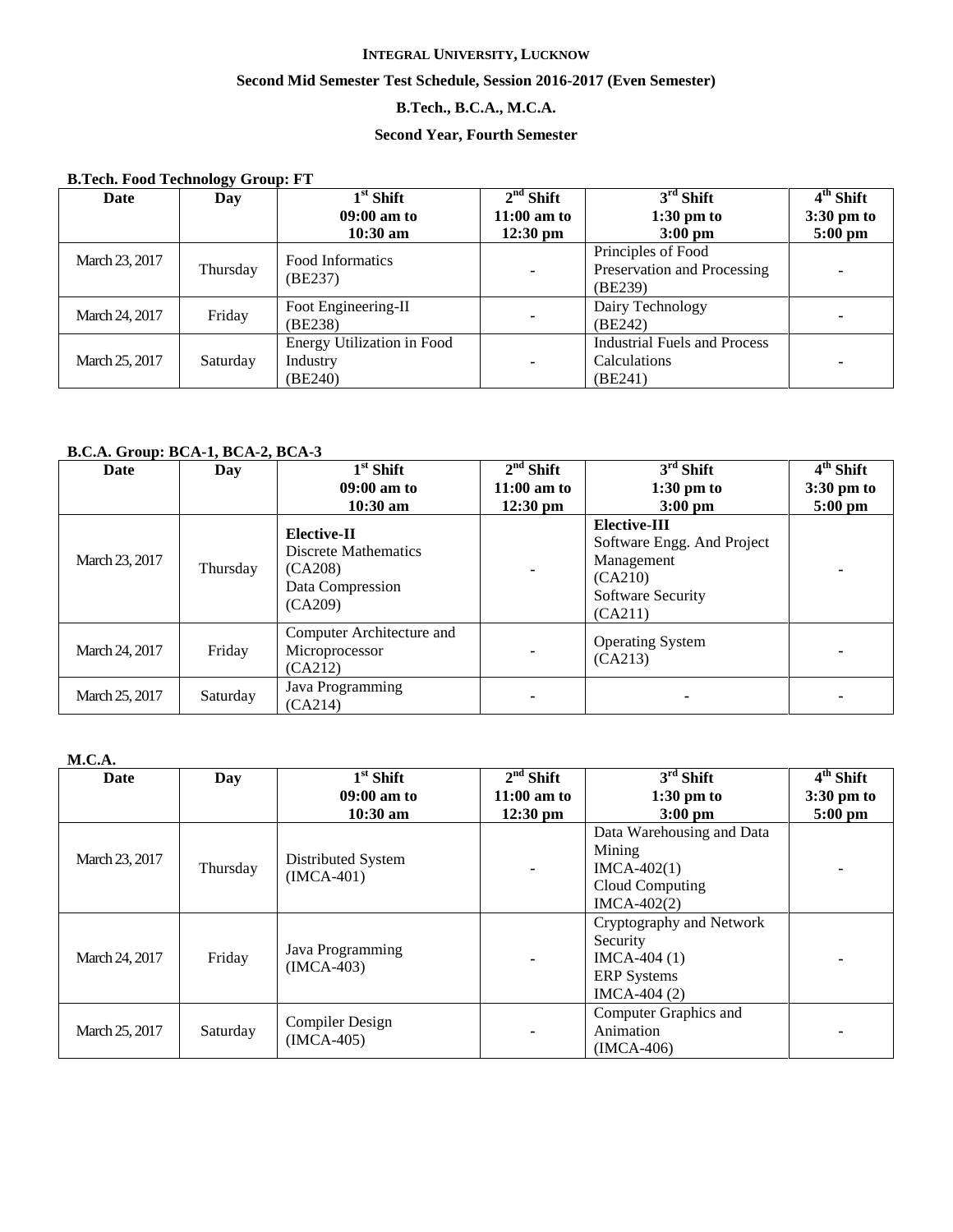**INTEGRAL UNIVERSITY, LUCKNOW**

**Second Mid Semester Test Schedule, Session 2016-2017 (Even Semester)**

**B.Tech., B.C.A., M.C.A.**

**Second Year, Fourth Semester**

**B.Tech. Food Technology Group: FT**

| Date | Day | 1st Shift 09:00 am to 10:30 am | 2nd Shift 11:00 am to 12:30 pm | 3rd Shift 1:30 pm to 3:00 pm | 4th Shift 3:30 pm to 5:00 pm |
|---|---|---|---|---|---|
| March 23, 2017 | Thursday | Food Informatics (BE237) | - | Principles of Food Preservation and Processing (BE239) | - |
| March 24, 2017 | Friday | Foot Engineering-II (BE238) | - | Dairy Technology (BE242) | - |
| March 25, 2017 | Saturday | Energy Utilization in Food Industry (BE240) | - | Industrial Fuels and Process Calculations (BE241) | - |

**B.C.A. Group: BCA-1, BCA-2, BCA-3**

| Date | Day | 1st Shift 09:00 am to 10:30 am | 2nd Shift 11:00 am to 12:30 pm | 3rd Shift 1:30 pm to 3:00 pm | 4th Shift 3:30 pm to 5:00 pm |
|---|---|---|---|---|---|
| March 23, 2017 | Thursday | **Elective-II** Discrete Mathematics (CA208) Data Compression (CA209) | - | **Elective-III** Software Engg. And Project Management (CA210) Software Security (CA211) | - |
| March 24, 2017 | Friday | Computer Architecture and Microprocessor (CA212) | - | Operating System (CA213) | - |
| March 25, 2017 | Saturday | Java Programming (CA214) | - | - | - |

**M.C.A.**

| Date | Day | 1st Shift 09:00 am to 10:30 am | 2nd Shift 11:00 am to 12:30 pm | 3rd Shift 1:30 pm to 3:00 pm | 4th Shift 3:30 pm to 5:00 pm |
|---|---|---|---|---|---|
| March 23, 2017 | Thursday | Distributed System (IMCA-401) | - | Data Warehousing and Data Mining IMCA-402(1) Cloud Computing IMCA-402(2) | - |
| March 24, 2017 | Friday | Java Programming (IMCA-403) | - | Cryptography and Network Security IMCA-404 (1) ERP Systems IMCA-404 (2) | - |
| March 25, 2017 | Saturday | Compiler Design (IMCA-405) | - | Computer Graphics and Animation (IMCA-406) | - |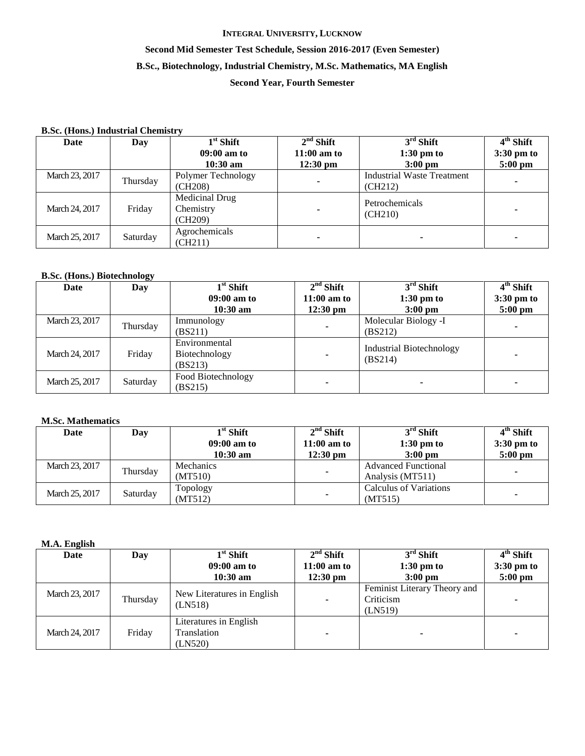**INTEGRAL UNIVERSITY, LUCKNOW**

**Second Mid Semester Test Schedule, Session 2016-2017 (Even Semester)**

**B.Sc., Biotechnology, Industrial Chemistry, M.Sc. Mathematics, MA English**

**Second Year, Fourth Semester**

**B.Sc. (Hons.) Industrial Chemistry**

| Date | Day | 1st Shift 09:00 am to 10:30 am | 2nd Shift 11:00 am to 12:30 pm | 3rd Shift 1:30 pm to 3:00 pm | 4th Shift 3:30 pm to 5:00 pm |
|---|---|---|---|---|---|
| March 23, 2017 | Thursday | Polymer Technology (CH208) | - | Industrial Waste Treatment (CH212) | - |
| March 24, 2017 | Friday | Medicinal Drug Chemistry (CH209) | - | Petrochemicals (CH210) | - |
| March 25, 2017 | Saturday | Agrochemicals (CH211) | - | - | - |

**B.Sc. (Hons.) Biotechnology**

| Date | Day | 1st Shift 09:00 am to 10:30 am | 2nd Shift 11:00 am to 12:30 pm | 3rd Shift 1:30 pm to 3:00 pm | 4th Shift 3:30 pm to 5:00 pm |
|---|---|---|---|---|---|
| March 23, 2017 | Thursday | Immunology (BS211) | - | Molecular Biology -I (BS212) | - |
| March 24, 2017 | Friday | Environmental Biotechnology (BS213) | - | Industrial Biotechnology (BS214) | - |
| March 25, 2017 | Saturday | Food Biotechnology (BS215) | - | - | - |

**M.Sc. Mathematics**

| Date | Day | 1st Shift 09:00 am to 10:30 am | 2nd Shift 11:00 am to 12:30 pm | 3rd Shift 1:30 pm to 3:00 pm | 4th Shift 3:30 pm to 5:00 pm |
|---|---|---|---|---|---|
| March 23, 2017 | Thursday | Mechanics (MT510) | - | Advanced Functional Analysis (MT511) | - |
| March 25, 2017 | Saturday | Topology (MT512) | - | Calculus of Variations (MT515) | - |

**M.A. English**

| Date | Day | 1st Shift 09:00 am to 10:30 am | 2nd Shift 11:00 am to 12:30 pm | 3rd Shift 1:30 pm to 3:00 pm | 4th Shift 3:30 pm to 5:00 pm |
|---|---|---|---|---|---|
| March 23, 2017 | Thursday | New Literatures in English (LN518) | - | Feminist Literary Theory and Criticism (LN519) | - |
| March 24, 2017 | Friday | Literatures in English Translation (LN520) | - | - | - |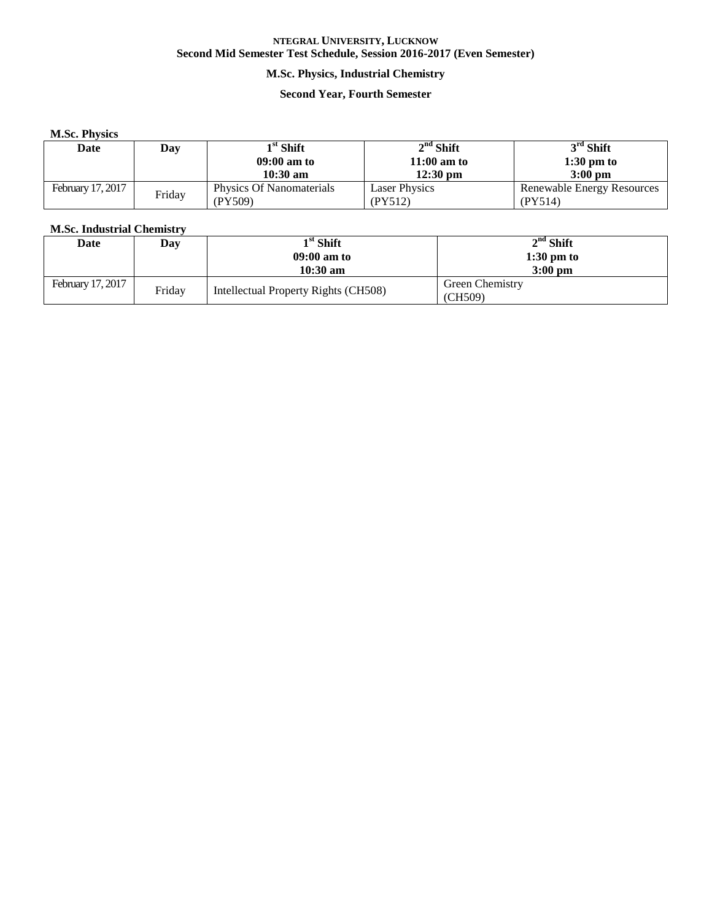**NTEGRAL UNIVERSITY, LUCKNOW**
**Second Mid Semester Test Schedule, Session 2016-2017 (Even Semester)**

**M.Sc. Physics, Industrial Chemistry**

**Second Year, Fourth Semester**

**M.Sc. Physics**

| Date | Day | 1st Shift 09:00 am to 10:30 am | 2nd Shift 11:00 am to 12:30 pm | 3rd Shift 1:30 pm to 3:00 pm |
|---|---|---|---|---|
| February 17, 2017 | Friday | Physics Of Nanomaterials (PY509) | Laser Physics (PY512) | Renewable Energy Resources (PY514) |

**M.Sc. Industrial Chemistry**

| Date | Day | 1st Shift 09:00 am to 10:30 am | 2nd Shift 1:30 pm to 3:00 pm |
|---|---|---|---|
| February 17, 2017 | Friday | Intellectual Property Rights (CH508) | Green Chemistry (CH509) |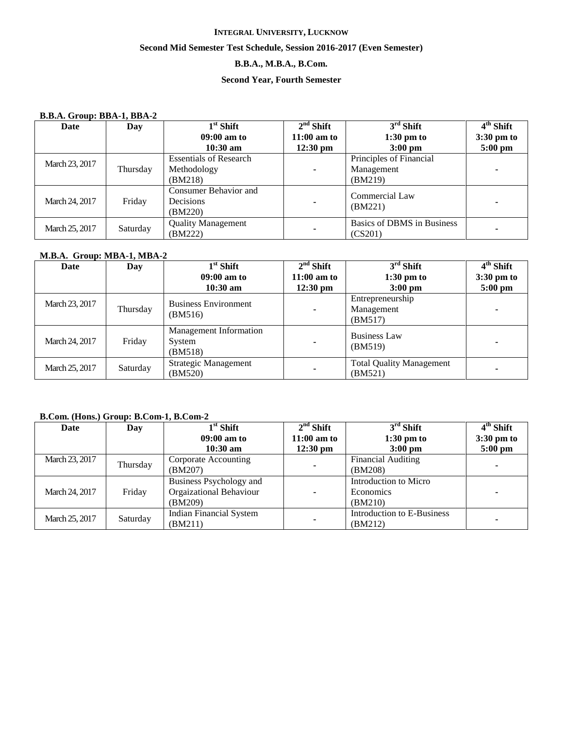**INTEGRAL UNIVERSITY, LUCKNOW**

**Second Mid Semester Test Schedule, Session 2016-2017 (Even Semester)**

**B.B.A., M.B.A., B.Com.**

**Second Year, Fourth Semester**

**B.B.A. Group: BBA-1, BBA-2**

| Date | Day | 1st Shift 09:00 am to 10:30 am | 2nd Shift 11:00 am to 12:30 pm | 3rd Shift 1:30 pm to 3:00 pm | 4th Shift 3:30 pm to 5:00 pm |
|---|---|---|---|---|---|
| March 23, 2017 | Thursday | Essentials of Research Methodology (BM218) | - | Principles of Financial Management (BM219) | - |
| March 24, 2017 | Friday | Consumer Behavior and Decisions (BM220) | - | Commercial Law (BM221) | - |
| March 25, 2017 | Saturday | Quality Management (BM222) | - | Basics of DBMS in Business (CS201) | - |

**M.B.A. Group: MBA-1, MBA-2**

| Date | Day | 1st Shift 09:00 am to 10:30 am | 2nd Shift 11:00 am to 12:30 pm | 3rd Shift 1:30 pm to 3:00 pm | 4th Shift 3:30 pm to 5:00 pm |
|---|---|---|---|---|---|
| March 23, 2017 | Thursday | Business Environment (BM516) | - | Entrepreneurship Management (BM517) | - |
| March 24, 2017 | Friday | Management Information System (BM518) | - | Business Law (BM519) | - |
| March 25, 2017 | Saturday | Strategic Management (BM520) | - | Total Quality Management (BM521) | - |

**B.Com. (Hons.) Group: B.Com-1, B.Com-2**

| Date | Day | 1st Shift 09:00 am to 10:30 am | 2nd Shift 11:00 am to 12:30 pm | 3rd Shift 1:30 pm to 3:00 pm | 4th Shift 3:30 pm to 5:00 pm |
|---|---|---|---|---|---|
| March 23, 2017 | Thursday | Corporate Accounting (BM207) | - | Financial Auditing (BM208) | - |
| March 24, 2017 | Friday | Business Psychology and Orgaizational Behaviour (BM209) | - | Introduction to Micro Economics (BM210) | - |
| March 25, 2017 | Saturday | Indian Financial System (BM211) | - | Introduction to E-Business (BM212) | - |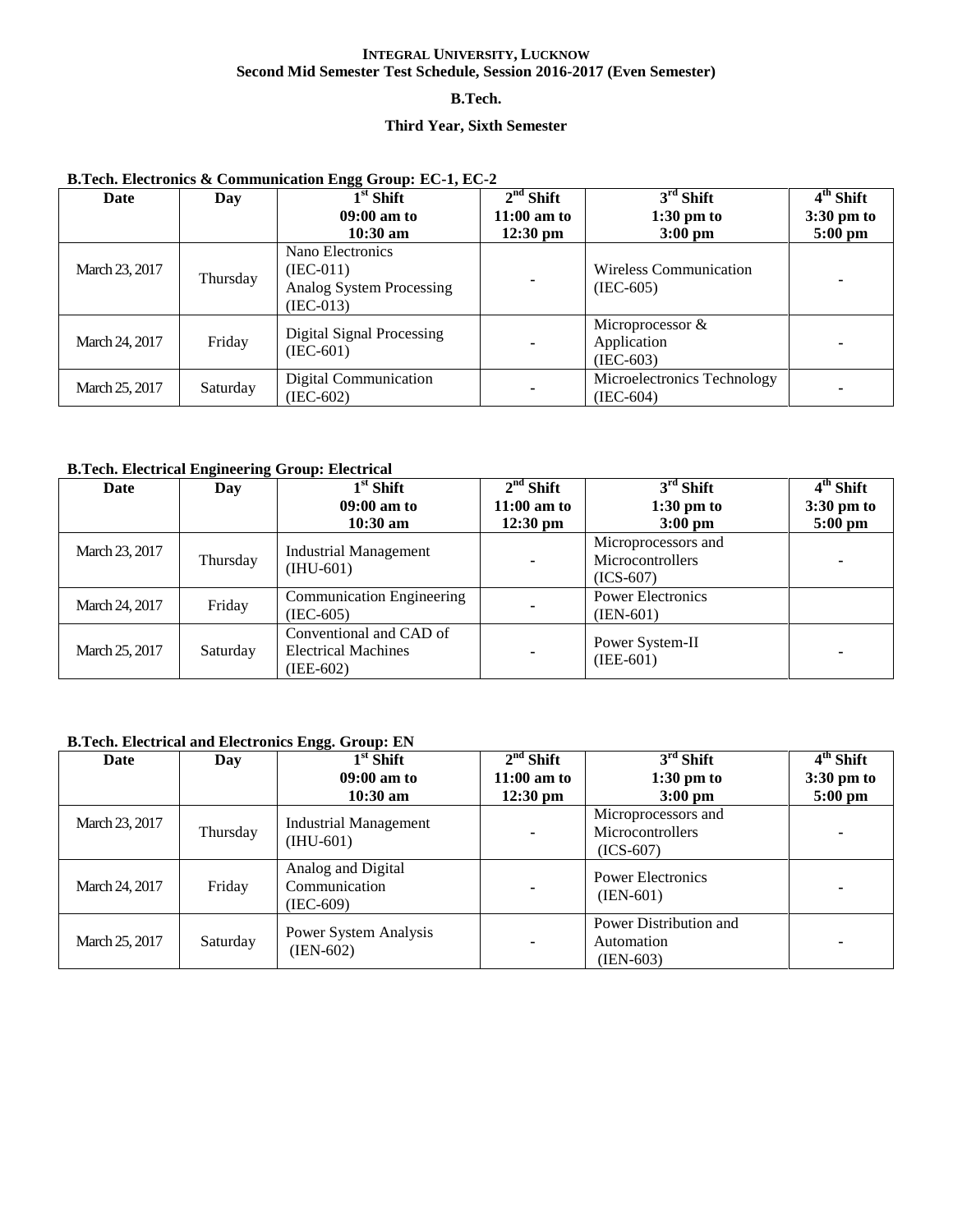**INTEGRAL UNIVERSITY, LUCKNOW**
**Second Mid Semester Test Schedule, Session 2016-2017 (Even Semester)**

**B.Tech.**

**Third Year, Sixth Semester**

**B.Tech. Electronics & Communication Engg Group: EC-1, EC-2**

| Date | Day | 1st Shift 09:00 am to 10:30 am | 2nd Shift 11:00 am to 12:30 pm | 3rd Shift 1:30 pm to 3:00 pm | 4th Shift 3:30 pm to 5:00 pm |
|---|---|---|---|---|---|
| March 23, 2017 | Thursday | Nano Electronics (IEC-011) Analog System Processing (IEC-013) | - | Wireless Communication (IEC-605) | - |
| March 24, 2017 | Friday | Digital Signal Processing (IEC-601) | - | Microprocessor & Application (IEC-603) | - |
| March 25, 2017 | Saturday | Digital Communication (IEC-602) | - | Microelectronics Technology (IEC-604) | - |

**B.Tech. Electrical Engineering Group: Electrical**

| Date | Day | 1st Shift 09:00 am to 10:30 am | 2nd Shift 11:00 am to 12:30 pm | 3rd Shift 1:30 pm to 3:00 pm | 4th Shift 3:30 pm to 5:00 pm |
|---|---|---|---|---|---|
| March 23, 2017 | Thursday | Industrial Management (IHU-601) | - | Microprocessors and Microcontrollers (ICS-607) | - |
| March 24, 2017 | Friday | Communication Engineering (IEC-605) | - | Power Electronics (IEN-601) | |
| March 25, 2017 | Saturday | Conventional and CAD of Electrical Machines (IEE-602) | - | Power System-II (IEE-601) | - |

**B.Tech. Electrical and Electronics Engg. Group: EN**

| Date | Day | 1st Shift 09:00 am to 10:30 am | 2nd Shift 11:00 am to 12:30 pm | 3rd Shift 1:30 pm to 3:00 pm | 4th Shift 3:30 pm to 5:00 pm |
|---|---|---|---|---|---|
| March 23, 2017 | Thursday | Industrial Management (IHU-601) | - | Microprocessors and Microcontrollers (ICS-607) | - |
| March 24, 2017 | Friday | Analog and Digital Communication (IEC-609) | - | Power Electronics (IEN-601) | - |
| March 25, 2017 | Saturday | Power System Analysis (IEN-602) | - | Power Distribution and Automation (IEN-603) | - |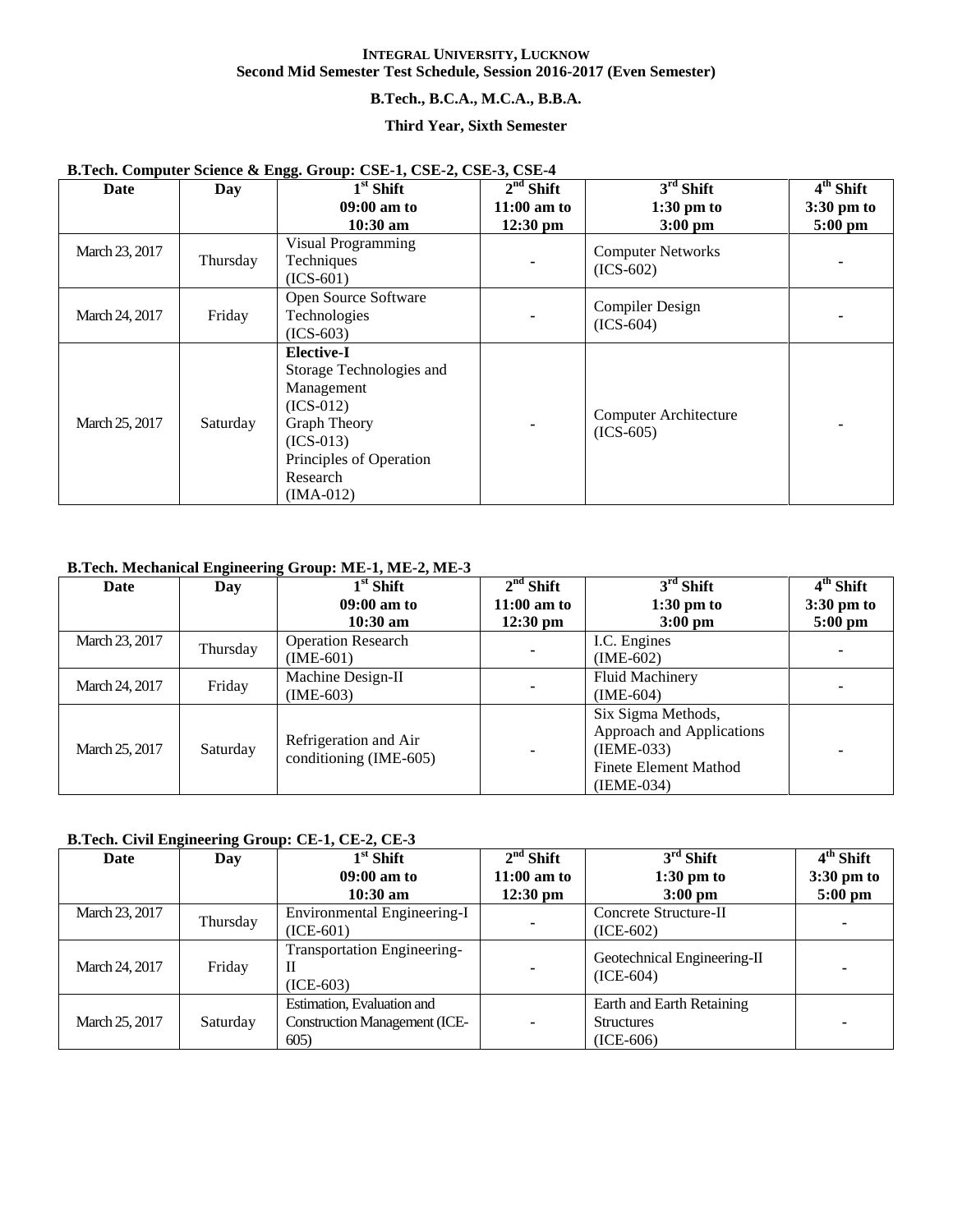**INTEGRAL UNIVERSITY, LUCKNOW**
**Second Mid Semester Test Schedule, Session 2016-2017 (Even Semester)**

**B.Tech., B.C.A., M.C.A., B.B.A.**

**Third Year, Sixth Semester**

**B.Tech. Computer Science & Engg. Group: CSE-1, CSE-2, CSE-3, CSE-4**

| Date | Day | 1st Shift 09:00 am to 10:30 am | 2nd Shift 11:00 am to 12:30 pm | 3rd Shift 1:30 pm to 3:00 pm | 4th Shift 3:30 pm to 5:00 pm |
|---|---|---|---|---|---|
| March 23, 2017 | Thursday | Visual Programming Techniques (ICS-601) | - | Computer Networks (ICS-602) | - |
| March 24, 2017 | Friday | Open Source Software Technologies (ICS-603) | - | Compiler Design (ICS-604) | - |
| March 25, 2017 | Saturday | **Elective-I** Storage Technologies and Management (ICS-012) Graph Theory (ICS-013) Principles of Operation Research (IMA-012) | - | Computer Architecture (ICS-605) | - |

**B.Tech. Mechanical Engineering Group: ME-1, ME-2, ME-3**

| Date | Day | 1st Shift 09:00 am to 10:30 am | 2nd Shift 11:00 am to 12:30 pm | 3rd Shift 1:30 pm to 3:00 pm | 4th Shift 3:30 pm to 5:00 pm |
|---|---|---|---|---|---|
| March 23, 2017 | Thursday | Operation Research (IME-601) | - | I.C. Engines (IME-602) | - |
| March 24, 2017 | Friday | Machine Design-II (IME-603) | - | Fluid Machinery (IME-604) | - |
| March 25, 2017 | Saturday | Refrigeration and Air conditioning (IME-605) | - | Six Sigma Methods, Approach and Applications (IEME-033) Finete Element Mathod (IEME-034) | - |

**B.Tech. Civil Engineering Group: CE-1, CE-2, CE-3**

| Date | Day | 1st Shift 09:00 am to 10:30 am | 2nd Shift 11:00 am to 12:30 pm | 3rd Shift 1:30 pm to 3:00 pm | 4th Shift 3:30 pm to 5:00 pm |
|---|---|---|---|---|---|
| March 23, 2017 | Thursday | Environmental Engineering-I (ICE-601) | - | Concrete Structure-II (ICE-602) | - |
| March 24, 2017 | Friday | Transportation Engineering-II (ICE-603) | - | Geotechnical Engineering-II (ICE-604) | - |
| March 25, 2017 | Saturday | Estimation, Evaluation and Construction Management (ICE-605) | - | Earth and Earth Retaining Structures (ICE-606) | - |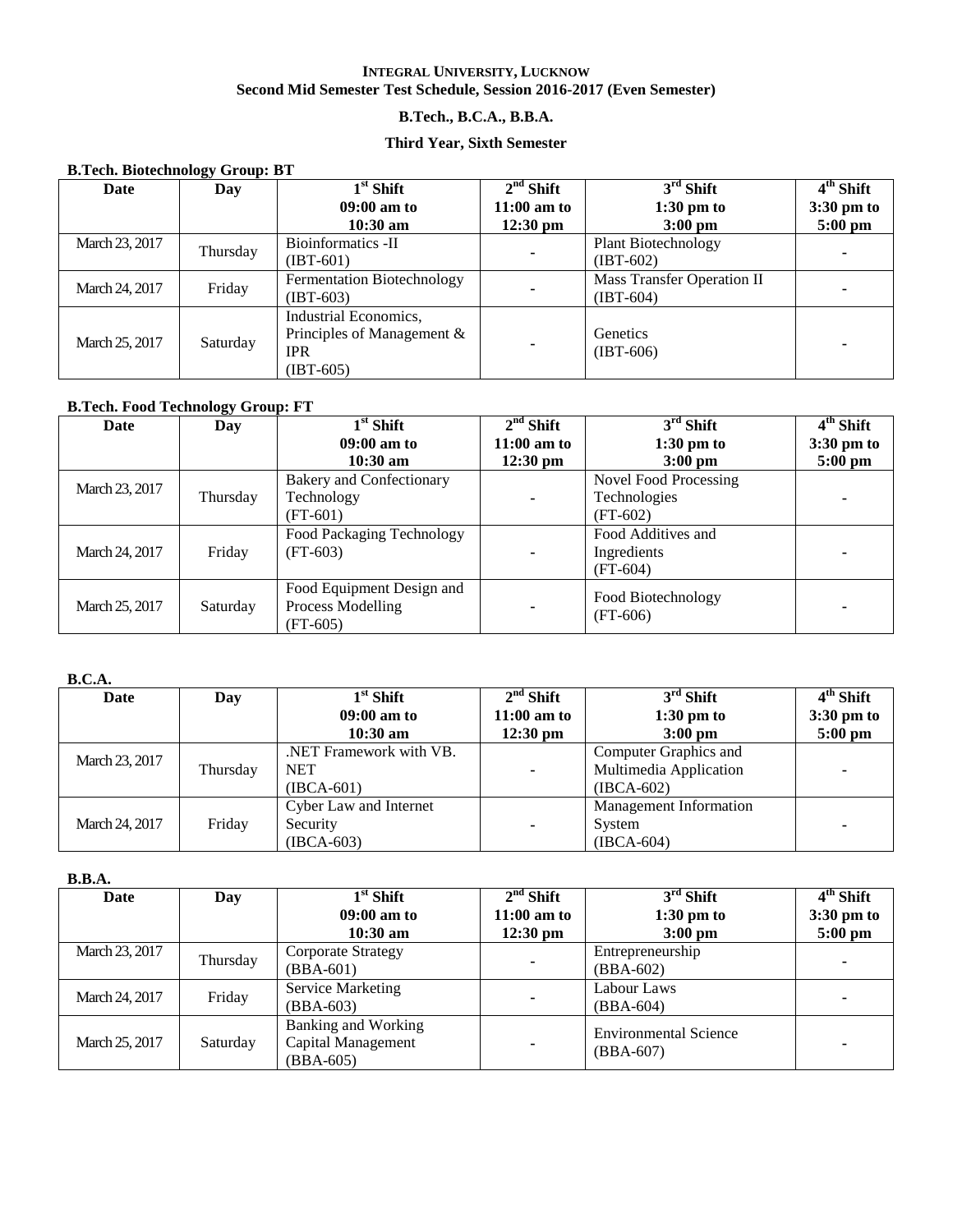**INTEGRAL UNIVERSITY, LUCKNOW**
**Second Mid Semester Test Schedule, Session 2016-2017 (Even Semester)**

**B.Tech., B.C.A., B.B.A.**

**Third Year, Sixth Semester**

**B.Tech. Biotechnology Group: BT**

| Date | Day | 1st Shift 09:00 am to 10:30 am | 2nd Shift 11:00 am to 12:30 pm | 3rd Shift 1:30 pm to 3:00 pm | 4th Shift 3:30 pm to 5:00 pm |
|---|---|---|---|---|---|
| March 23, 2017 | Thursday | Bioinformatics -II (IBT-601) | - | Plant Biotechnology (IBT-602) | - |
| March 24, 2017 | Friday | Fermentation Biotechnology (IBT-603) | - | Mass Transfer Operation II (IBT-604) | - |
| March 25, 2017 | Saturday | Industrial Economics, Principles of Management & IPR (IBT-605) | - | Genetics (IBT-606) | - |

**B.Tech. Food Technology Group: FT**

| Date | Day | 1st Shift 09:00 am to 10:30 am | 2nd Shift 11:00 am to 12:30 pm | 3rd Shift 1:30 pm to 3:00 pm | 4th Shift 3:30 pm to 5:00 pm |
|---|---|---|---|---|---|
| March 23, 2017 | Thursday | Bakery and Confectionary Technology (FT-601) | - | Novel Food Processing Technologies (FT-602) | - |
| March 24, 2017 | Friday | Food Packaging Technology (FT-603) | - | Food Additives and Ingredients (FT-604) | - |
| March 25, 2017 | Saturday | Food Equipment Design and Process Modelling (FT-605) | - | Food Biotechnology (FT-606) | - |

**B.C.A.**

| Date | Day | 1st Shift 09:00 am to 10:30 am | 2nd Shift 11:00 am to 12:30 pm | 3rd Shift 1:30 pm to 3:00 pm | 4th Shift 3:30 pm to 5:00 pm |
|---|---|---|---|---|---|
| March 23, 2017 | Thursday | .NET Framework with VB. NET (IBCA-601) | - | Computer Graphics and Multimedia Application (IBCA-602) | - |
| March 24, 2017 | Friday | Cyber Law and Internet Security (IBCA-603) | - | Management Information System (IBCA-604) | - |

**B.B.A.**

| Date | Day | 1st Shift 09:00 am to 10:30 am | 2nd Shift 11:00 am to 12:30 pm | 3rd Shift 1:30 pm to 3:00 pm | 4th Shift 3:30 pm to 5:00 pm |
|---|---|---|---|---|---|
| March 23, 2017 | Thursday | Corporate Strategy (BBA-601) | - | Entrepreneurship (BBA-602) | - |
| March 24, 2017 | Friday | Service Marketing (BBA-603) | - | Labour Laws (BBA-604) | - |
| March 25, 2017 | Saturday | Banking and Working Capital Management (BBA-605) | - | Environmental Science (BBA-607) | - |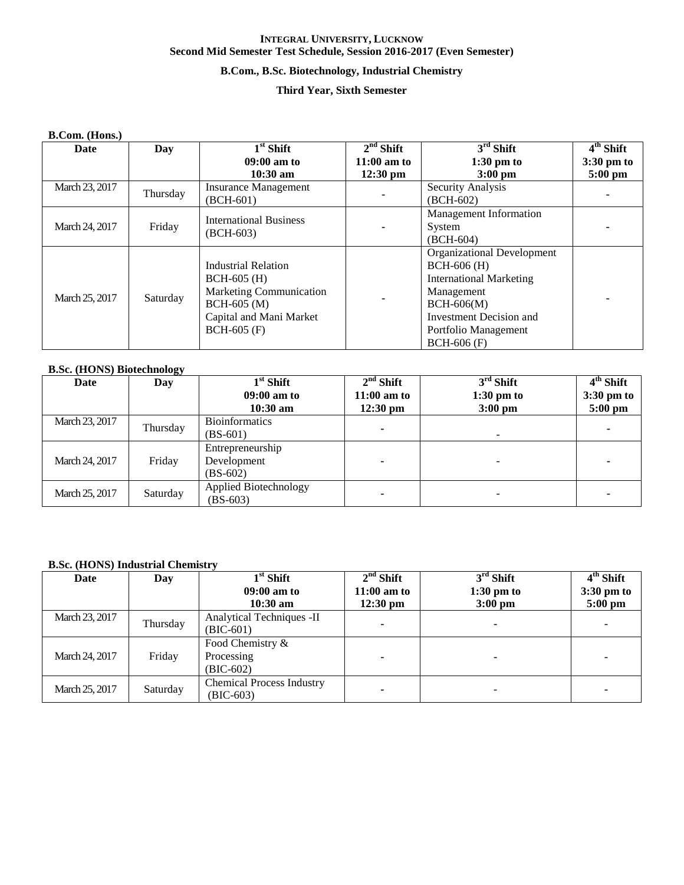**INTEGRAL UNIVERSITY, LUCKNOW**
**Second Mid Semester Test Schedule, Session 2016-2017 (Even Semester)**

**B.Com., B.Sc. Biotechnology, Industrial Chemistry**

**Third Year, Sixth Semester**

**B.Com. (Hons.)**

| Date | Day | 1st Shift 09:00 am to 10:30 am | 2nd Shift 11:00 am to 12:30 pm | 3rd Shift 1:30 pm to 3:00 pm | 4th Shift 3:30 pm to 5:00 pm |
|---|---|---|---|---|---|
| March 23, 2017 | Thursday | Insurance Management (BCH-601) | - | Security Analysis (BCH-602) | - |
| March 24, 2017 | Friday | International Business (BCH-603) | - | Management Information System (BCH-604) | - |
| March 25, 2017 | Saturday | Industrial Relation BCH-605 (H) Marketing Communication BCH-605 (M) Capital and Mani Market BCH-605 (F) | - | Organizational Development BCH-606 (H) International Marketing Management BCH-606(M) Investment Decision and Portfolio Management BCH-606 (F) | - |

**B.Sc. (HONS) Biotechnology**

| Date | Day | 1st Shift 09:00 am to 10:30 am | 2nd Shift 11:00 am to 12:30 pm | 3rd Shift 1:30 pm to 3:00 pm | 4th Shift 3:30 pm to 5:00 pm |
|---|---|---|---|---|---|
| March 23, 2017 | Thursday | Bioinformatics (BS-601) | - | - | - |
| March 24, 2017 | Friday | Entrepreneurship Development (BS-602) | - | - | - |
| March 25, 2017 | Saturday | Applied Biotechnology (BS-603) | - | - | - |

**B.Sc. (HONS) Industrial Chemistry**

| Date | Day | 1st Shift 09:00 am to 10:30 am | 2nd Shift 11:00 am to 12:30 pm | 3rd Shift 1:30 pm to 3:00 pm | 4th Shift 3:30 pm to 5:00 pm |
|---|---|---|---|---|---|
| March 23, 2017 | Thursday | Analytical Techniques -II (BIC-601) | - | - | - |
| March 24, 2017 | Friday | Food Chemistry & Processing (BIC-602) | - | - | - |
| March 25, 2017 | Saturday | Chemical Process Industry (BIC-603) | - | - | - |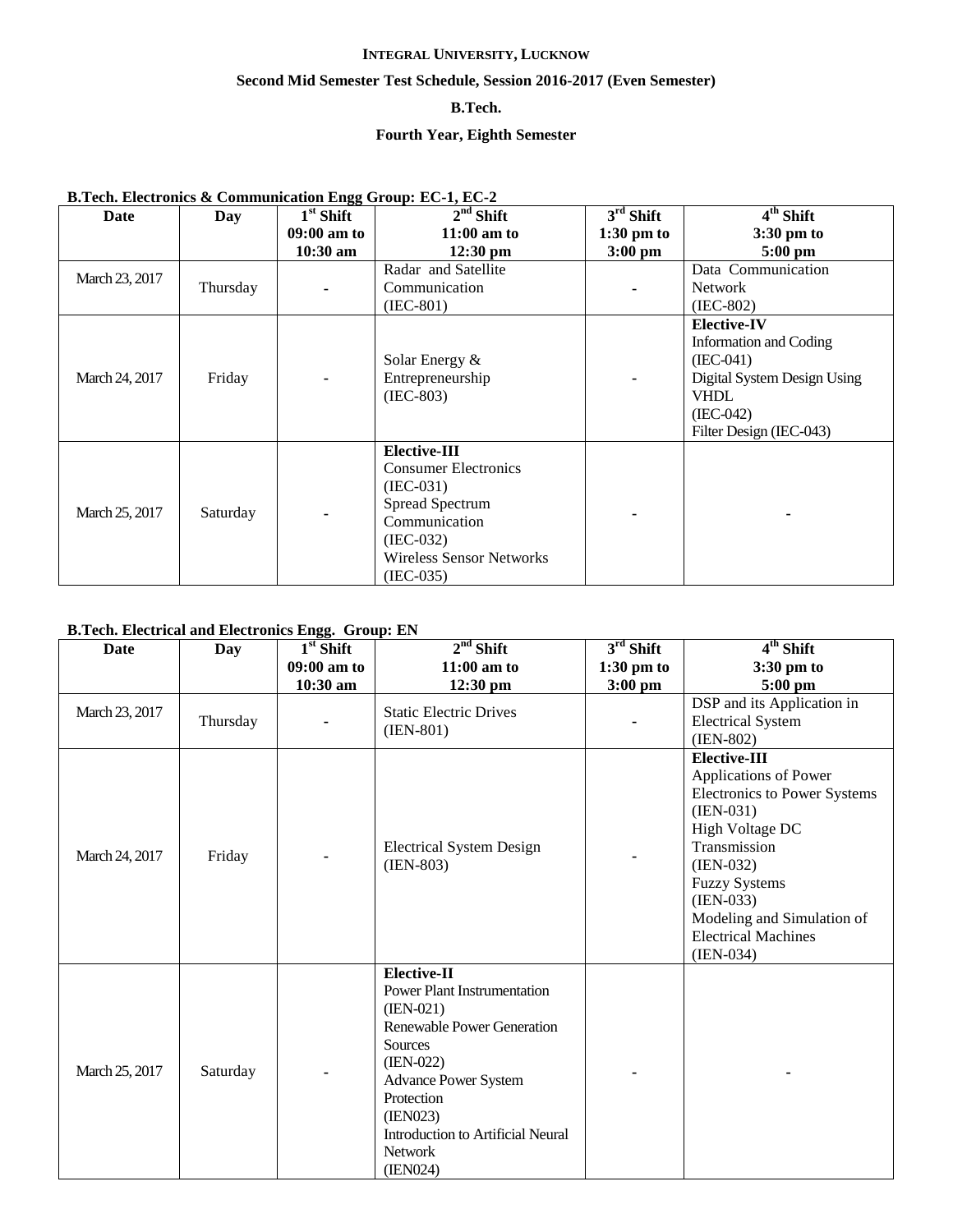**Integral University, Lucknow**

**Second Mid Semester Test Schedule, Session 2016-2017 (Even Semester)**

**B.Tech.**

**Fourth Year, Eighth Semester**

**B.Tech. Electronics & Communication Engg Group: EC-1, EC-2**

| Date | Day | 1st Shift 09:00 am to 10:30 am | 2nd Shift 11:00 am to 12:30 pm | 3rd Shift 1:30 pm to 3:00 pm | 4th Shift 3:30 pm to 5:00 pm |
|---|---|---|---|---|---|
| March 23, 2017 | Thursday | - | Radar and Satellite Communication (IEC-801) | - | Data Communication Network (IEC-802) |
| March 24, 2017 | Friday | - | Solar Energy & Entrepreneurship (IEC-803) | - | **Elective-IV** Information and Coding (IEC-041) Digital System Design Using VHDL (IEC-042) Filter Design (IEC-043) |
| March 25, 2017 | Saturday | - | **Elective-III** Consumer Electronics (IEC-031) Spread Spectrum Communication (IEC-032) Wireless Sensor Networks (IEC-035) | - | - |

**B.Tech. Electrical and Electronics Engg. Group: EN**

| Date | Day | 1st Shift 09:00 am to 10:30 am | 2nd Shift 11:00 am to 12:30 pm | 3rd Shift 1:30 pm to 3:00 pm | 4th Shift 3:30 pm to 5:00 pm |
|---|---|---|---|---|---|
| March 23, 2017 | Thursday | - | Static Electric Drives (IEN-801) | - | DSP and its Application in Electrical System (IEN-802) |
| March 24, 2017 | Friday | - | Electrical System Design (IEN-803) | - | **Elective-III** Applications of Power Electronics to Power Systems (IEN-031) High Voltage DC Transmission (IEN-032) Fuzzy Systems (IEN-033) Modeling and Simulation of Electrical Machines (IEN-034) |
| March 25, 2017 | Saturday | - | **Elective-II** Power Plant Instrumentation (IEN-021) Renewable Power Generation Sources (IEN-022) Advance Power System Protection (IEN023) Introduction to Artificial Neural Network (IEN024) | - | - |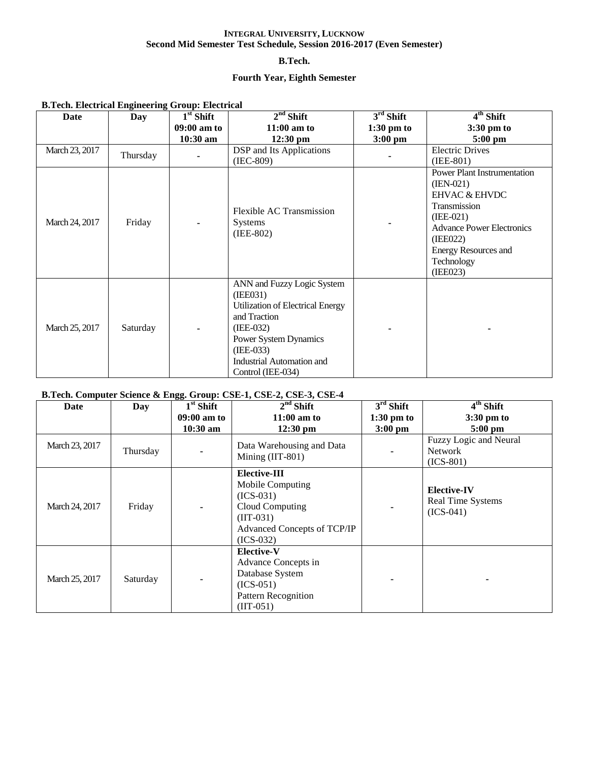**INTEGRAL UNIVERSITY, LUCKNOW**
**Second Mid Semester Test Schedule, Session 2016-2017 (Even Semester)**

**B.Tech.**

**Fourth Year, Eighth Semester**

**B.Tech. Electrical Engineering Group: Electrical**

| Date | Day | 1st Shift 09:00 am to 10:30 am | 2nd Shift 11:00 am to 12:30 pm | 3rd Shift 1:30 pm to 3:00 pm | 4th Shift 3:30 pm to 5:00 pm |
|---|---|---|---|---|---|
| March 23, 2017 | Thursday | - | DSP and Its Applications (IEC-809) | - | Electric Drives (IEE-801) |
| March 24, 2017 | Friday | - | Flexible AC Transmission Systems (IEE-802) | - | Power Plant Instrumentation (IEN-021) EHVAC & EHVDC Transmission (IEE-021) Advance Power Electronics (IEE022) Energy Resources and Technology (IEE023) |
| March 25, 2017 | Saturday | - | ANN and Fuzzy Logic System (IEE031) Utilization of Electrical Energy and Traction (IEE-032) Power System Dynamics (IEE-033) Industrial Automation and Control (IEE-034) | - | - |

**B.Tech. Computer Science & Engg. Group: CSE-1, CSE-2, CSE-3, CSE-4**

| Date | Day | 1st Shift 09:00 am to 10:30 am | 2nd Shift 11:00 am to 12:30 pm | 3rd Shift 1:30 pm to 3:00 pm | 4th Shift 3:30 pm to 5:00 pm |
|---|---|---|---|---|---|
| March 23, 2017 | Thursday | - | Data Warehousing and Data Mining (IIT-801) | - | Fuzzy Logic and Neural Network (ICS-801) |
| March 24, 2017 | Friday | - | **Elective-III** Mobile Computing (ICS-031) Cloud Computing (IIT-031) Advanced Concepts of TCP/IP (ICS-032) | - | **Elective-IV** Real Time Systems (ICS-041) |
| March 25, 2017 | Saturday | - | **Elective-V** Advance Concepts in Database System (ICS-051) Pattern Recognition (IIT-051) | - | - |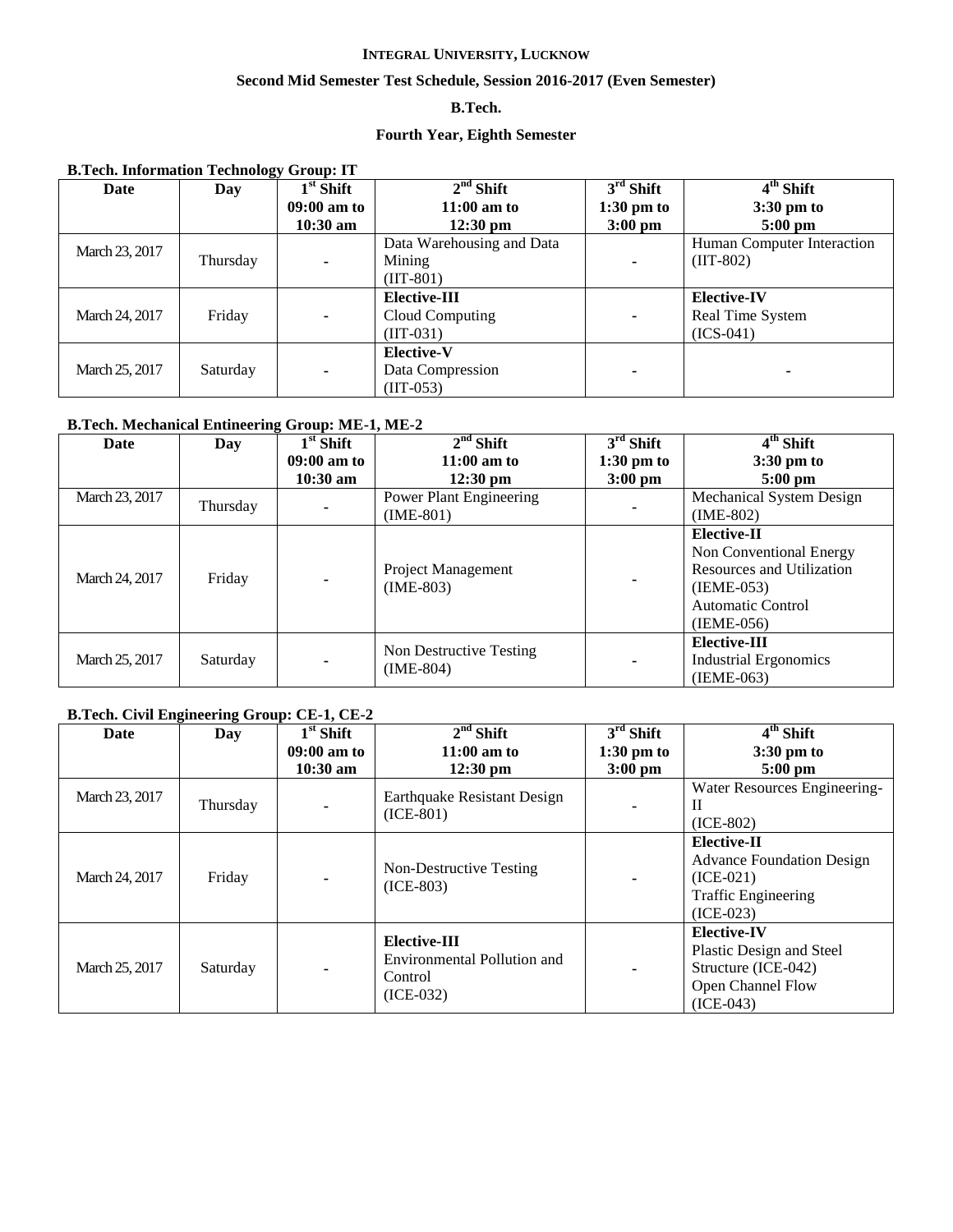**INTEGRAL UNIVERSITY, LUCKNOW**

**Second Mid Semester Test Schedule, Session 2016-2017 (Even Semester)**

**B.Tech.**

**Fourth Year, Eighth Semester**

**B.Tech. Information Technology Group: IT**

| Date | Day | 1st Shift 09:00 am to 10:30 am | 2nd Shift 11:00 am to 12:30 pm | 3rd Shift 1:30 pm to 3:00 pm | 4th Shift 3:30 pm to 5:00 pm |
|---|---|---|---|---|---|
| March 23, 2017 | Thursday | - | Data Warehousing and Data Mining (IIT-801) | - | Human Computer Interaction (IIT-802) |
| March 24, 2017 | Friday | - | **Elective-III** Cloud Computing (IIT-031) | - | **Elective-IV** Real Time System (ICS-041) |
| March 25, 2017 | Saturday | - | **Elective-V** Data Compression (IIT-053) | - | - |

**B.Tech. Mechanical Entineering Group: ME-1, ME-2**

| Date | Day | 1st Shift 09:00 am to 10:30 am | 2nd Shift 11:00 am to 12:30 pm | 3rd Shift 1:30 pm to 3:00 pm | 4th Shift 3:30 pm to 5:00 pm |
|---|---|---|---|---|---|
| March 23, 2017 | Thursday | - | Power Plant Engineering (IME-801) | - | Mechanical System Design (IME-802) |
| March 24, 2017 | Friday | - | Project Management (IME-803) | - | **Elective-II** Non Conventional Energy Resources and Utilization (IEME-053) Automatic Control (IEME-056) |
| March 25, 2017 | Saturday | - | Non Destructive Testing (IME-804) | - | **Elective-III** Industrial Ergonomics (IEME-063) |

**B.Tech. Civil Engineering Group: CE-1, CE-2**

| Date | Day | 1st Shift 09:00 am to 10:30 am | 2nd Shift 11:00 am to 12:30 pm | 3rd Shift 1:30 pm to 3:00 pm | 4th Shift 3:30 pm to 5:00 pm |
|---|---|---|---|---|---|
| March 23, 2017 | Thursday | - | Earthquake Resistant Design (ICE-801) | - | Water Resources Engineering-II (ICE-802) |
| March 24, 2017 | Friday | - | Non-Destructive Testing (ICE-803) | - | **Elective-II** Advance Foundation Design (ICE-021) Traffic Engineering (ICE-023) |
| March 25, 2017 | Saturday | - | **Elective-III** Environmental Pollution and Control (ICE-032) | - | **Elective-IV** Plastic Design and Steel Structure (ICE-042) Open Channel Flow (ICE-043) |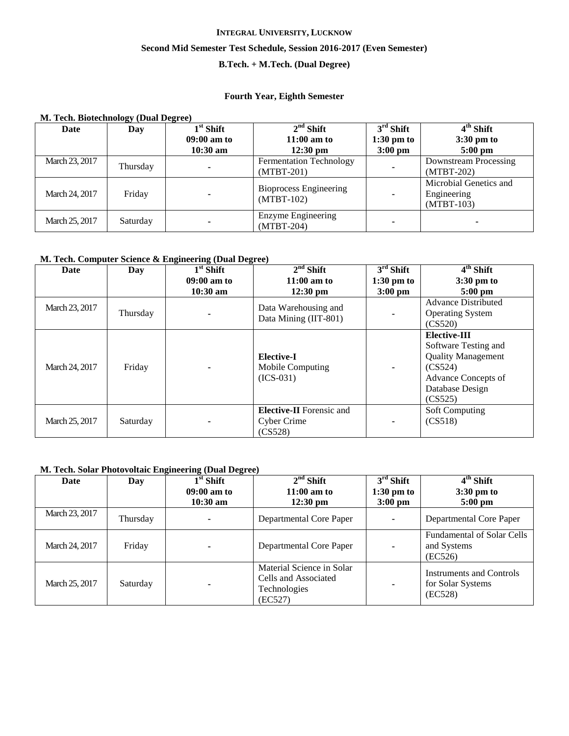**INTEGRAL UNIVERSITY, LUCKNOW**

**Second Mid Semester Test Schedule, Session 2016-2017 (Even Semester)**

**B.Tech. + M.Tech. (Dual Degree)**

**Fourth Year, Eighth Semester**

**M. Tech. Biotechnology (Dual Degree)**

| Date | Day | 1st Shift 09:00 am to 10:30 am | 2nd Shift 11:00 am to 12:30 pm | 3rd Shift 1:30 pm to 3:00 pm | 4th Shift 3:30 pm to 5:00 pm |
|---|---|---|---|---|---|
| March 23, 2017 | Thursday | - | Fermentation Technology (MTBT-201) | - | Downstream Processing (MTBT-202) |
| March 24, 2017 | Friday | - | Bioprocess Engineering (MTBT-102) | - | Microbial Genetics and Engineering (MTBT-103) |
| March 25, 2017 | Saturday | - | Enzyme Engineering (MTBT-204) | - | - |

**M. Tech. Computer Science & Engineering (Dual Degree)**

| Date | Day | 1st Shift 09:00 am to 10:30 am | 2nd Shift 11:00 am to 12:30 pm | 3rd Shift 1:30 pm to 3:00 pm | 4th Shift 3:30 pm to 5:00 pm |
|---|---|---|---|---|---|
| March 23, 2017 | Thursday | - | Data Warehousing and Data Mining (IIT-801) | - | Advance Distributed Operating System (CS520) |
| March 24, 2017 | Friday | - | **Elective-I** Mobile Computing (ICS-031) | - | **Elective-III** Software Testing and Quality Management (CS524) Advance Concepts of Database Design (CS525) |
| March 25, 2017 | Saturday | - | **Elective-II** Forensic and Cyber Crime (CS528) | - | Soft Computing (CS518) |

**M. Tech. Solar Photovoltaic Engineering (Dual Degree)**

| Date | Day | 1st Shift 09:00 am to 10:30 am | 2nd Shift 11:00 am to 12:30 pm | 3rd Shift 1:30 pm to 3:00 pm | 4th Shift 3:30 pm to 5:00 pm |
|---|---|---|---|---|---|
| March 23, 2017 | Thursday | - | Departmental Core Paper | - | Departmental Core Paper |
| March 24, 2017 | Friday | - | Departmental Core Paper | - | Fundamental of Solar Cells and Systems (EC526) |
| March 25, 2017 | Saturday | - | Material Science in Solar Cells and Associated Technologies (EC527) | - | Instruments and Controls for Solar Systems (EC528) |